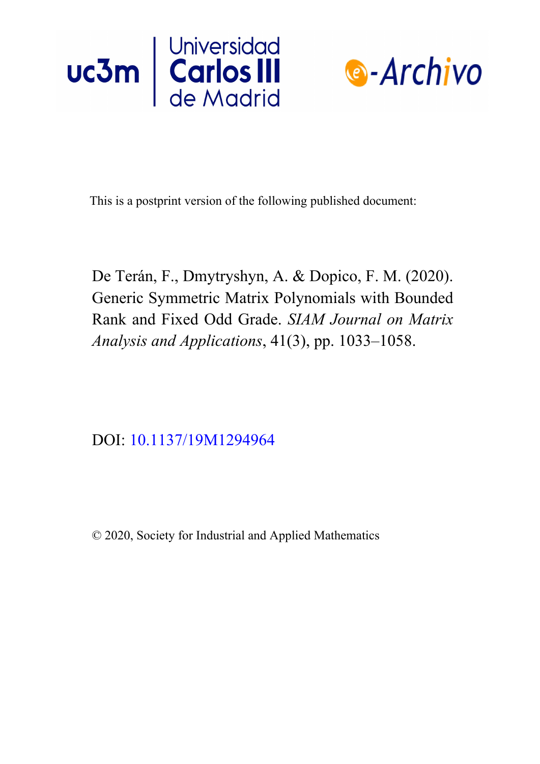This is a postprint version of the following published document:

De Terán, F., Dmytryshyn, A. & Dopico, F. M. (2020). Generic Symmetric Matrix Polynomials with Bounded Rank and Fixed Odd Grade. *SIAM Journal on Matrix Analysis and Applications*, 41(3), pp. 1033–1058.

DOI: 10.1137/19M1294964

© 2020, Society for Industrial and Applied Mathematics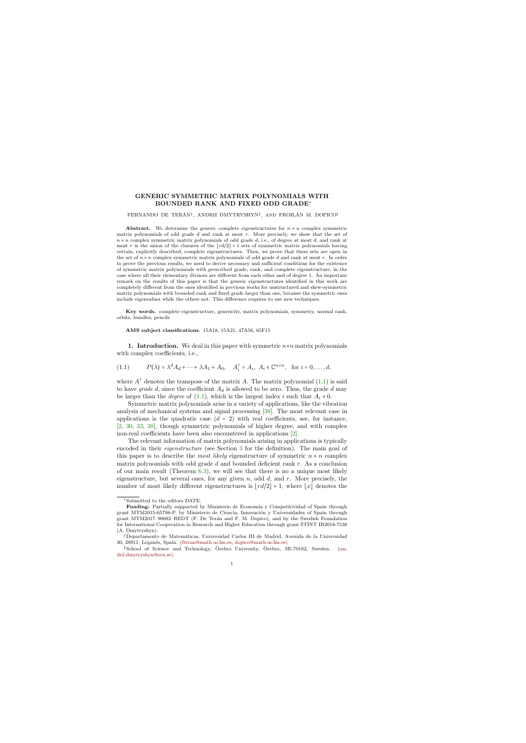# GENERIC SYMMETRIC MATRIX POLYNOMIALS WITH BOUNDED RANK AND FIXED ODD GRADE*

FERNANDO DE TERÁN†, ANDRII DMYTRYSHYN‡, AND FROILÁN M. DOPICO†

**Abstract.** We determine the generic complete eigenstructures for $n \times n$ complex symmetric matrix polynomials of odd grade $d$ and rank at most $r$. More precisely, we show that the set of $n \times n$ complex symmetric matrix polynomials of odd grade $d$, i.e., of degree at most $d$, and rank at most $r$ is the union of the closures of the $\lfloor rd/2 \rfloor + 1$ sets of symmetric matrix polynomials having certain, explicitly described, complete eigenstructures. Then, we prove that these sets are open in the set of $n \times n$ complex symmetric matrix polynomials of odd grade $d$ and rank at most $r$. In order to prove the previous results, we need to derive necessary and sufficient conditions for the existence of symmetric matrix polynomials with prescribed grade, rank, and complete eigenstructure, in the case where all their elementary divisors are different from each other and of degree 1. An important remark on the results of this paper is that the generic eigenstructures identified in this work are completely different from the ones identified in previous works for unstructured and skew-symmetric matrix polynomials with bounded rank and fixed grade larger than one, because the symmetric ones include eigenvalues while the others not. This difference requires to use new techniques.

**Key words.** complete eigenstructure, genericity, matrix polynomials, symmetry, normal rank, orbits, bundles, pencils

**AMS subject classifications.** 15A18, 15A21, 47A56, 65F15

**1. Introduction.** We deal in this paper with symmetric $n \times n$ matrix polynomials with complex coefficients, i.e.,

$$(1.1) \qquad P(\lambda) = \lambda^d A_d + \cdots + \lambda A_1 + A_0, \quad A_i^\top = A_i, \; A_i \in \mathbb{C}^{n\times n}, \quad \text{for } i = 0, \ldots, d,$$

where $A^\top$ denotes the transpose of the matrix $A$. The matrix polynomial (1.1) is said to have *grade* $d$, since the coefficient $A_d$ is allowed to be zero. Thus, the grade $d$ may be larger than the *degree* of (1.1), which is the largest index $i$ such that $A_i \neq 0$.

Symmetric matrix polynomials arise in a variety of applications, like the vibration analysis of mechanical systems and signal processing [38]. The most relevant case in applications is the quadratic case ($d = 2$) with real coefficients, see, for instance, [2, 30, 33, 38], though symmetric polynomials of higher degree, and with complex non-real coefficients have been also encountered in applications [2].

The relevant information of matrix polynomials arising in applications is typically encoded in their *eigenstructure* (see Section 3 for the definition). The main goal of this paper is to describe the *most likely* eigenstructure of symmetric $n \times n$ complex matrix polynomials with grade $d$ and bounded deficient rank $r$. As a conclusion of our main result (Theorem 6.3), we will see that there is no a unique most likely eigenstructure, but several ones, for any given $n$, odd $d$, and $r$. More precisely, the number of most likely different eigenstructures is $\lfloor rd/2 \rfloor + 1$, where $\lfloor x \rfloor$ denotes the

---

*Submitted to the editors DATE.

**Funding:** Partially supported by Ministerio de Economía y Competitividad of Spain through grant MTM2015-65798-P, by Ministerio de Ciencia, Innovación y Universidades of Spain through grant MTM2017–90682–REDT (F. De Terán and F. M. Dopico), and by the Swedish Foundation for International Cooperation in Research and Higher Education through grant STINT IB2018-7538 (A. Dmytryshyn).

†Departamento de Matemáticas, Universidad Carlos III de Madrid, Avenida de la Universidad 30, 28911, Leganés, Spain. (fteran@math.uc3m.es, dopico@math.uc3m.es)

‡School of Science and Technology, Örebro University, Örebro, SE-70182, Sweden. (andrii.dmytryshyn@oru.se)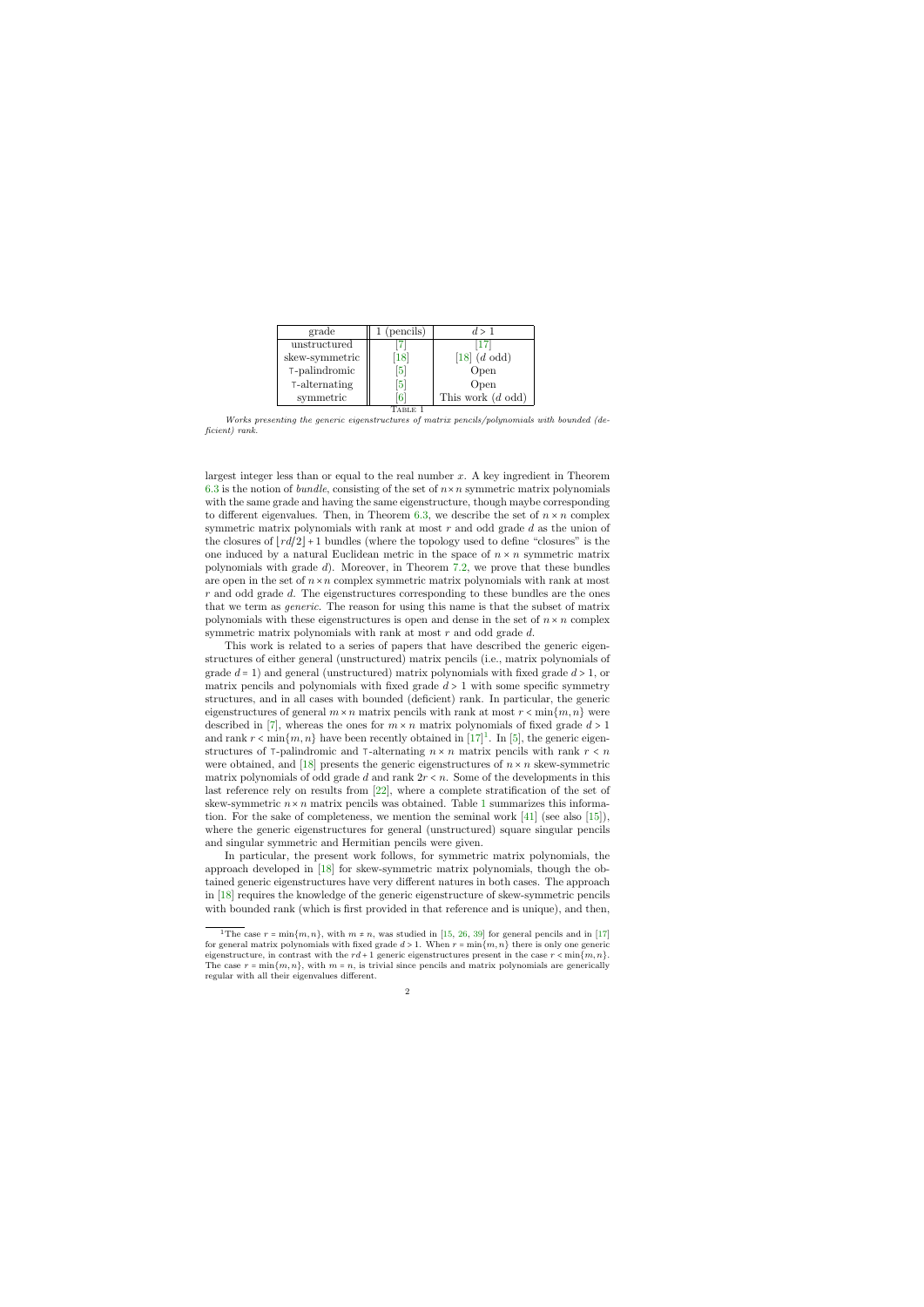| grade | 1 (pencils) | $d > 1$ |
| --- | --- | --- |
| unstructured | [7] | [17] |
| skew-symmetric | [18] | [18] ($d$ odd) |
| ⊤-palindromic | [5] | Open |
| ⊤-alternating | [5] | Open |
| symmetric | [6] | This work ($d$ odd) |

TABLE 1

*Works presenting the generic eigenstructures of matrix pencils/polynomials with bounded (deficient) rank.*

largest integer less than or equal to the real number $x$. A key ingredient in Theorem 6.3 is the notion of *bundle*, consisting of the set of $n \times n$ symmetric matrix polynomials with the same grade and having the same eigenstructure, though maybe corresponding to different eigenvalues. Then, in Theorem 6.3, we describe the set of $n \times n$ complex symmetric matrix polynomials with rank at most $r$ and odd grade $d$ as the union of the closures of $\lfloor rd/2 \rfloor + 1$ bundles (where the topology used to define "closures" is the one induced by a natural Euclidean metric in the space of $n \times n$ symmetric matrix polynomials with grade $d$). Moreover, in Theorem 7.2, we prove that these bundles are open in the set of $n \times n$ complex symmetric matrix polynomials with rank at most $r$ and odd grade $d$. The eigenstructures corresponding to these bundles are the ones that we term as *generic*. The reason for using this name is that the subset of matrix polynomials with these eigenstructures is open and dense in the set of $n \times n$ complex symmetric matrix polynomials with rank at most $r$ and odd grade $d$.

This work is related to a series of papers that have described the generic eigenstructures of either general (unstructured) matrix pencils (i.e., matrix polynomials of grade $d = 1$) and general (unstructured) matrix polynomials with fixed grade $d > 1$, or matrix pencils and polynomials with fixed grade $d > 1$ with some specific symmetry structures, and in all cases with bounded (deficient) rank. In particular, the generic eigenstructures of general $m \times n$ matrix pencils with rank at most $r < \min\{m, n\}$ were described in [7], whereas the ones for $m \times n$ matrix polynomials of fixed grade $d > 1$ and rank $r < \min\{m, n\}$ have been recently obtained in [17][1]. In [5], the generic eigenstructures of ⊤-palindromic and ⊤-alternating $n \times n$ matrix pencils with rank $r < n$ were obtained, and [18] presents the generic eigenstructures of $n \times n$ skew-symmetric matrix polynomials of odd grade $d$ and rank $2r < n$. Some of the developments in this last reference rely on results from [22], where a complete stratification of the set of skew-symmetric $n \times n$ matrix pencils was obtained. Table 1 summarizes this information. For the sake of completeness, we mention the seminal work [41] (see also [15]), where the generic eigenstructures for general (unstructured) square singular pencils and singular symmetric and Hermitian pencils were given.

In particular, the present work follows, for symmetric matrix polynomials, the approach developed in [18] for skew-symmetric matrix polynomials, though the obtained generic eigenstructures have very different natures in both cases. The approach in [18] requires the knowledge of the generic eigenstructure of skew-symmetric pencils with bounded rank (which is first provided in that reference and is unique), and then,

[1]The case $r = \min\{m, n\}$, with $m \neq n$, was studied in [15, 26, 39] for general pencils and in [17] for general matrix polynomials with fixed grade $d > 1$. When $r = \min\{m, n\}$ there is only one generic eigenstructure, in contrast with the $rd + 1$ generic eigenstructures present in the case $r < \min\{m, n\}$. The case $r = \min\{m, n\}$, with $m = n$, is trivial since pencils and matrix polynomials are generically regular with all their eigenvalues different.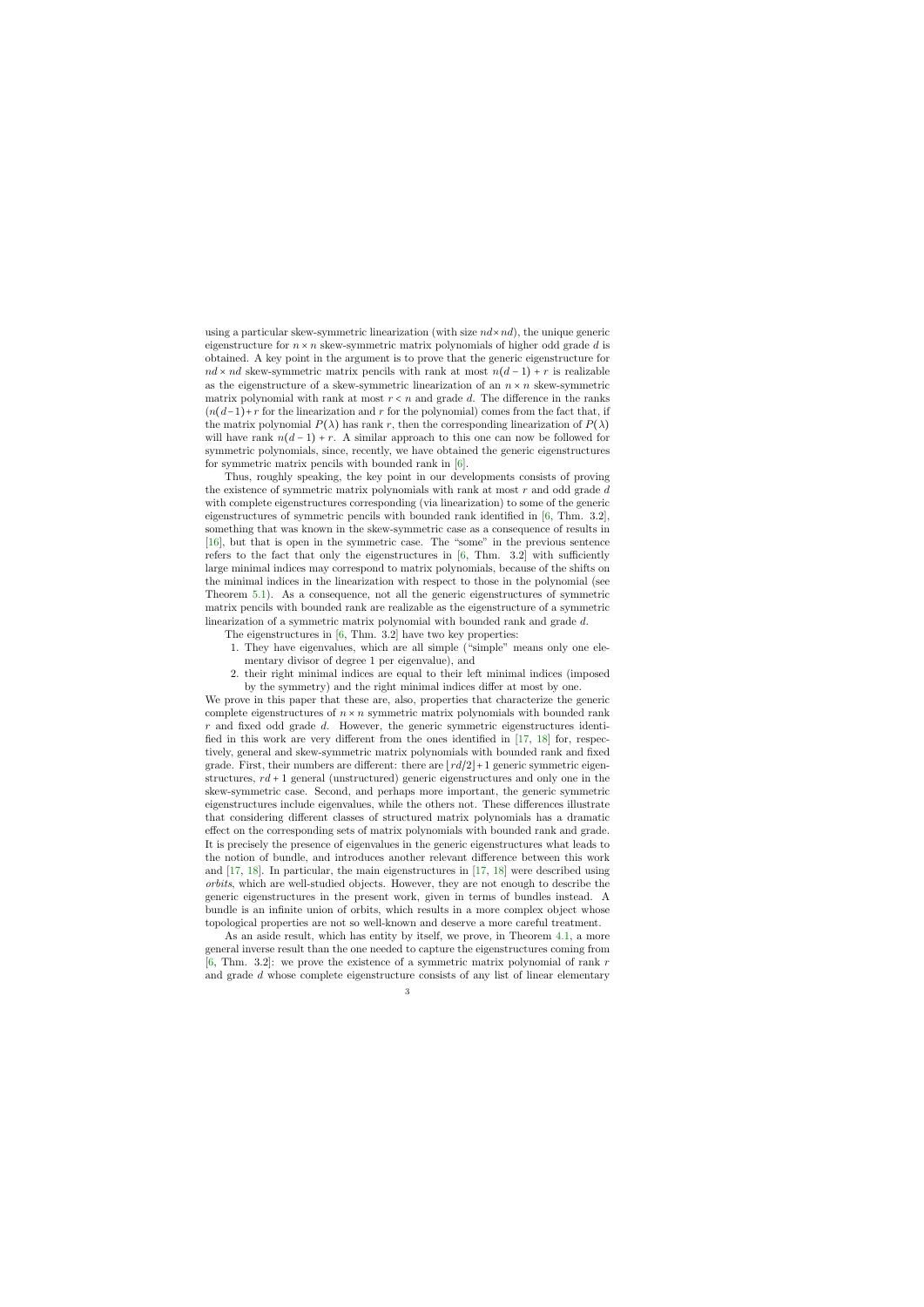using a particular skew-symmetric linearization (with size $nd \times nd$), the unique generic eigenstructure for $n \times n$ skew-symmetric matrix polynomials of higher odd grade $d$ is obtained. A key point in the argument is to prove that the generic eigenstructure for $nd \times nd$ skew-symmetric matrix pencils with rank at most $n(d-1)+r$ is realizable as the eigenstructure of a skew-symmetric linearization of an $n \times n$ skew-symmetric matrix polynomial with rank at most $r < n$ and grade $d$. The difference in the ranks ($n(d-1)+r$ for the linearization and $r$ for the polynomial) comes from the fact that, if the matrix polynomial $P(\lambda)$ has rank $r$, then the corresponding linearization of $P(\lambda)$ will have rank $n(d-1)+r$. A similar approach to this one can now be followed for symmetric polynomials, since, recently, we have obtained the generic eigenstructures for symmetric matrix pencils with bounded rank in [6].

Thus, roughly speaking, the key point in our developments consists of proving the existence of symmetric matrix polynomials with rank at most $r$ and odd grade $d$ with complete eigenstructures corresponding (via linearization) to some of the generic eigenstructures of symmetric pencils with bounded rank identified in [6, Thm. 3.2], something that was known in the skew-symmetric case as a consequence of results in [16], but that is open in the symmetric case. The "some" in the previous sentence refers to the fact that only the eigenstructures in [6, Thm. 3.2] with sufficiently large minimal indices may correspond to matrix polynomials, because of the shifts on the minimal indices in the linearization with respect to those in the polynomial (see Theorem 5.1). As a consequence, not all the generic eigenstructures of symmetric matrix pencils with bounded rank are realizable as the eigenstructure of a symmetric linearization of a symmetric matrix polynomial with bounded rank and grade $d$.

The eigenstructures in [6, Thm. 3.2] have two key properties:

1. They have eigenvalues, which are all simple ("simple" means only one elementary divisor of degree 1 per eigenvalue), and
2. their right minimal indices are equal to their left minimal indices (imposed by the symmetry) and the right minimal indices differ at most by one.

We prove in this paper that these are, also, properties that characterize the generic complete eigenstructures of $n \times n$ symmetric matrix polynomials with bounded rank $r$ and fixed odd grade $d$. However, the generic symmetric eigenstructures identified in this work are very different from the ones identified in [17, 18] for, respectively, general and skew-symmetric matrix polynomials with bounded rank and fixed grade. First, their numbers are different: there are $\lfloor rd/2 \rfloor + 1$ generic symmetric eigenstructures, $rd+1$ general (unstructured) generic eigenstructures and only one in the skew-symmetric case. Second, and perhaps more important, the generic symmetric eigenstructures include eigenvalues, while the others not. These differences illustrate that considering different classes of structured matrix polynomials has a dramatic effect on the corresponding sets of matrix polynomials with bounded rank and grade. It is precisely the presence of eigenvalues in the generic eigenstructures what leads to the notion of bundle, and introduces another relevant difference between this work and [17, 18]. In particular, the main eigenstructures in [17, 18] were described using *orbits*, which are well-studied objects. However, they are not enough to describe the generic eigenstructures in the present work, given in terms of bundles instead. A bundle is an infinite union of orbits, which results in a more complex object whose topological properties are not so well-known and deserve a more careful treatment.

As an aside result, which has entity by itself, we prove, in Theorem 4.1, a more general inverse result than the one needed to capture the eigenstructures coming from [6, Thm. 3.2]: we prove the existence of a symmetric matrix polynomial of rank $r$ and grade $d$ whose complete eigenstructure consists of any list of linear elementary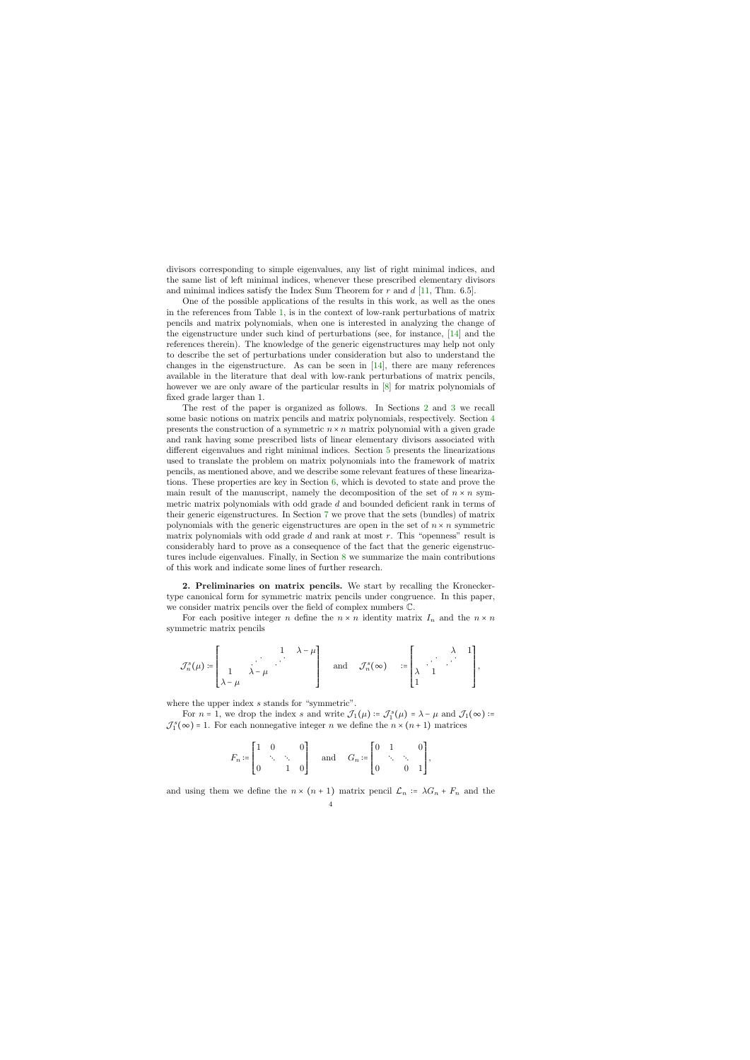divisors corresponding to simple eigenvalues, any list of right minimal indices, and the same list of left minimal indices, whenever these prescribed elementary divisors and minimal indices satisfy the Index Sum Theorem for $r$ and $d$ [11, Thm. 6.5].

One of the possible applications of the results in this work, as well as the ones in the references from Table 1, is in the context of low-rank perturbations of matrix pencils and matrix polynomials, when one is interested in analyzing the change of the eigenstructure under such kind of perturbations (see, for instance, [14] and the references therein). The knowledge of the generic eigenstructures may help not only to describe the set of perturbations under consideration but also to understand the changes in the eigenstructure. As can be seen in [14], there are many references available in the literature that deal with low-rank perturbations of matrix pencils, however we are only aware of the particular results in [8] for matrix polynomials of fixed grade larger than 1.

The rest of the paper is organized as follows. In Sections 2 and 3 we recall some basic notions on matrix pencils and matrix polynomials, respectively. Section 4 presents the construction of a symmetric $n \times n$ matrix polynomial with a given grade and rank having some prescribed lists of linear elementary divisors associated with different eigenvalues and right minimal indices. Section 5 presents the linearizations used to translate the problem on matrix polynomials into the framework of matrix pencils, as mentioned above, and we describe some relevant features of these linearizations. These properties are key in Section 6, which is devoted to state and prove the main result of the manuscript, namely the decomposition of the set of $n \times n$ symmetric matrix polynomials with odd grade $d$ and bounded deficient rank in terms of their generic eigenstructures. In Section 7 we prove that the sets (bundles) of matrix polynomials with the generic eigenstructures are open in the set of $n \times n$ symmetric matrix polynomials with odd grade $d$ and rank at most $r$. This "openness" result is considerably hard to prove as a consequence of the fact that the generic eigenstructures include eigenvalues. Finally, in Section 8 we summarize the main contributions of this work and indicate some lines of further research.

**2. Preliminaries on matrix pencils.** We start by recalling the Kronecker-type canonical form for symmetric matrix pencils under congruence. In this paper, we consider matrix pencils over the field of complex numbers $\mathbb{C}$.

For each positive integer $n$ define the $n \times n$ identity matrix $I_n$ and the $n \times n$ symmetric matrix pencils

$$\mathcal{J}_n^s(\mu) := \begin{bmatrix} & & 1 & \lambda - \mu \\ & \iddots & \iddots & \\ 1 & \lambda - \mu & & \\ \lambda - \mu & & & \end{bmatrix} \quad \text{and} \quad \mathcal{J}_n^s(\infty) \quad := \begin{bmatrix} & & \lambda & 1 \\ & \iddots & \iddots & \\ \lambda & 1 & & \\ 1 & & & \end{bmatrix},$$

where the upper index $s$ stands for "symmetric".

For $n = 1$, we drop the index $s$ and write $\mathcal{J}_1(\mu) := \mathcal{J}_1^s(\mu) = \lambda - \mu$ and $\mathcal{J}_1(\infty) := \mathcal{J}_1^s(\infty) = 1$. For each nonnegative integer $n$ we define the $n \times (n+1)$ matrices

$$F_n := \begin{bmatrix} 1 & 0 & & 0 \\ & \ddots & \ddots & \\ 0 & & 1 & 0 \end{bmatrix} \quad \text{and} \quad G_n := \begin{bmatrix} 0 & 1 & & 0 \\ & \ddots & \ddots & \\ 0 & & 0 & 1 \end{bmatrix},$$

and using them we define the $n \times (n+1)$ matrix pencil $\mathcal{L}_n := \lambda G_n + F_n$ and the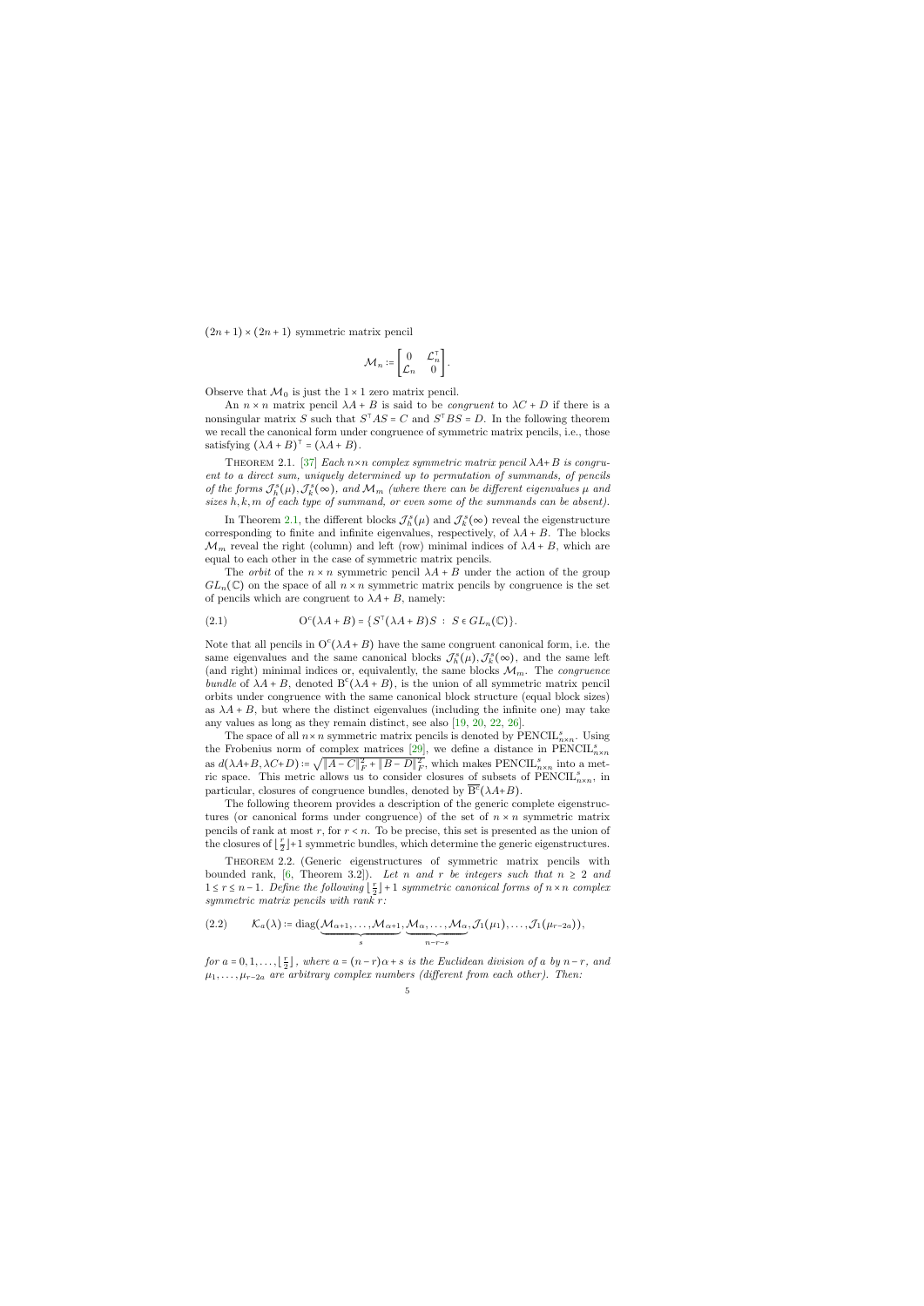$(2n+1)\times(2n+1)$ symmetric matrix pencil

$$\mathcal{M}_n := \begin{bmatrix} 0 & \mathcal{L}_n^\top \\ \mathcal{L}_n & 0 \end{bmatrix}.$$

Observe that $\mathcal{M}_0$ is just the $1\times 1$ zero matrix pencil.

An $n\times n$ matrix pencil $\lambda A+B$ is said to be *congruent* to $\lambda C+D$ if there is a nonsingular matrix $S$ such that $S^\top AS = C$ and $S^\top BS = D$. In the following theorem we recall the canonical form under congruence of symmetric matrix pencils, i.e., those satisfying $(\lambda A+B)^\top = (\lambda A+B)$.

Theorem 2.1. [37] *Each $n\times n$ complex symmetric matrix pencil $\lambda A+B$ is congruent to a direct sum, uniquely determined up to permutation of summands, of pencils of the forms $\mathcal{J}_h^s(\mu), \mathcal{J}_k^s(\infty)$, and $\mathcal{M}_m$ (where there can be different eigenvalues $\mu$ and sizes $h,k,m$ of each type of summand, or even some of the summands can be absent).*

In Theorem 2.1, the different blocks $\mathcal{J}_h^s(\mu)$ and $\mathcal{J}_k^s(\infty)$ reveal the eigenstructure corresponding to finite and infinite eigenvalues, respectively, of $\lambda A+B$. The blocks $\mathcal{M}_m$ reveal the right (column) and left (row) minimal indices of $\lambda A+B$, which are equal to each other in the case of symmetric matrix pencils.

The *orbit* of the $n\times n$ symmetric pencil $\lambda A+B$ under the action of the group $GL_n(\mathbb{C})$ on the space of all $n\times n$ symmetric matrix pencils by congruence is the set of pencils which are congruent to $\lambda A+B$, namely:

$$\mathrm{O}^c(\lambda A+B) = \{S^\top(\lambda A+B)S \ : \ S\in GL_n(\mathbb{C})\}. \tag{2.1}$$

Note that all pencils in $\mathrm{O}^c(\lambda A+B)$ have the same congruent canonical form, i.e. the same eigenvalues and the same canonical blocks $\mathcal{J}_h^s(\mu), \mathcal{J}_k^s(\infty)$, and the same left (and right) minimal indices or, equivalently, the same blocks $\mathcal{M}_m$. The *congruence bundle* of $\lambda A+B$, denoted $\mathrm{B}^c(\lambda A+B)$, is the union of all symmetric matrix pencil orbits under congruence with the same canonical block structure (equal block sizes) as $\lambda A+B$, but where the distinct eigenvalues (including the infinite one) may take any values as long as they remain distinct, see also [19, 20, 22, 26].

The space of all $n\times n$ symmetric matrix pencils is denoted by $\mathrm{PENCIL}_{n\times n}^s$. Using the Frobenius norm of complex matrices [29], we define a distance in $\mathrm{PENCIL}_{n\times n}^s$ as $d(\lambda A+B,\lambda C+D) := \sqrt{\|A-C\|_F^2+\|B-D\|_F^2}$, which makes $\mathrm{PENCIL}_{n\times n}^s$ into a metric space. This metric allows us to consider closures of subsets of $\mathrm{PENCIL}_{n\times n}^s$, in particular, closures of congruence bundles, denoted by $\overline{\mathrm{B}^c}(\lambda A+B)$.

The following theorem provides a description of the generic complete eigenstructures (or canonical forms under congruence) of the set of $n\times n$ symmetric matrix pencils of rank at most $r$, for $r<n$. To be precise, this set is presented as the union of the closures of $\lfloor \frac{r}{2}\rfloor+1$ symmetric bundles, which determine the generic eigenstructures.

Theorem 2.2. (Generic eigenstructures of symmetric matrix pencils with bounded rank, [6, Theorem 3.2]). *Let $n$ and $r$ be integers such that $n\geq 2$ and $1\leq r\leq n-1$. Define the following $\lfloor \frac{r}{2}\rfloor+1$ symmetric canonical forms of $n\times n$ complex symmetric matrix pencils with rank $r$:*

$$\mathcal{K}_a(\lambda) := \mathrm{diag}(\underbrace{\mathcal{M}_{\alpha+1},\ldots,\mathcal{M}_{\alpha+1}}_{s},\underbrace{\mathcal{M}_{\alpha},\ldots,\mathcal{M}_{\alpha}}_{n-r-s},\mathcal{J}_1(\mu_1),\ldots,\mathcal{J}_1(\mu_{r-2a})), \tag{2.2}$$

*for $a=0,1,\ldots,\lfloor \frac{r}{2}\rfloor$, where $a=(n-r)\alpha+s$ is the Euclidean division of $a$ by $n-r$, and $\mu_1,\ldots,\mu_{r-2a}$ are arbitrary complex numbers (different from each other). Then:*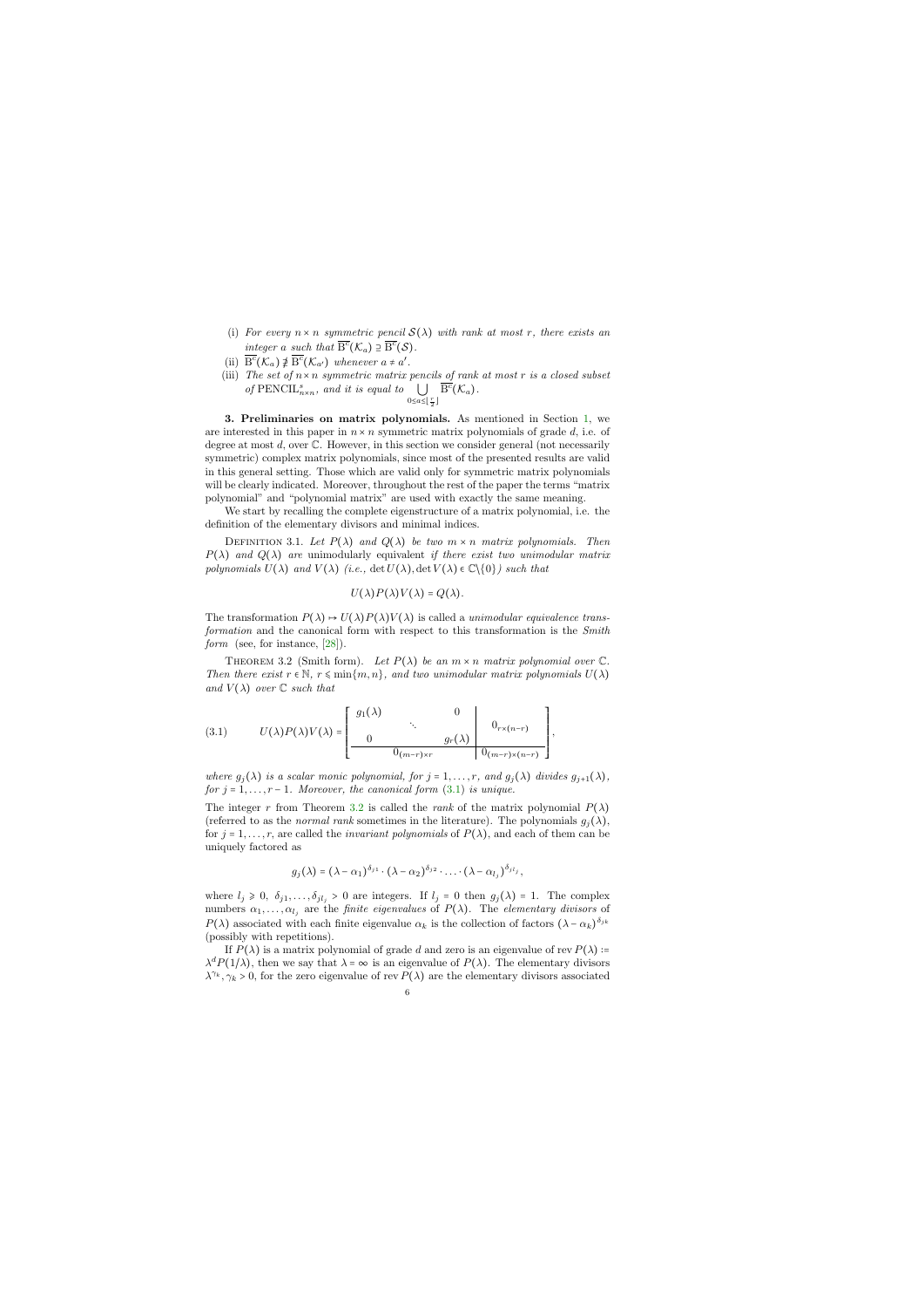(i) *For every $n \times n$ symmetric pencil $\mathcal{S}(\lambda)$ with rank at most $r$, there exists an integer $a$ such that $\overline{\mathrm{B}^c}(\mathcal{K}_a) \supseteq \overline{\mathrm{B}^c}(\mathcal{S})$.*

(ii) *$\overline{\mathrm{B}^c}(\mathcal{K}_a) \not\supseteq \overline{\mathrm{B}^c}(\mathcal{K}_{a'})$ whenever $a \neq a'$.*

(iii) *The set of $n \times n$ symmetric matrix pencils of rank at most $r$ is a closed subset of $\mathrm{PENCIL}^s_{n\times n}$, and it is equal to $\bigcup_{0 \le a \le \lfloor \frac{r}{2} \rfloor} \overline{\mathrm{B}^c}(\mathcal{K}_a)$.*

**3. Preliminaries on matrix polynomials.** As mentioned in Section 1, we are interested in this paper in $n \times n$ symmetric matrix polynomials of grade $d$, i.e. of degree at most $d$, over $\mathbb{C}$. However, in this section we consider general (not necessarily symmetric) complex matrix polynomials, since most of the presented results are valid in this general setting. Those which are valid only for symmetric matrix polynomials will be clearly indicated. Moreover, throughout the rest of the paper the terms "matrix polynomial" and "polynomial matrix" are used with exactly the same meaning.

We start by recalling the complete eigenstructure of a matrix polynomial, i.e. the definition of the elementary divisors and minimal indices.

Definition 3.1. *Let $P(\lambda)$ and $Q(\lambda)$ be two $m \times n$ matrix polynomials. Then $P(\lambda)$ and $Q(\lambda)$ are* unimodularly equivalent *if there exist two unimodular matrix polynomials $U(\lambda)$ and $V(\lambda)$ (i.e., $\det U(\lambda), \det V(\lambda) \in \mathbb{C}\backslash\{0\}$) such that*

$$U(\lambda)P(\lambda)V(\lambda) = Q(\lambda).$$

The transformation $P(\lambda) \mapsto U(\lambda)P(\lambda)V(\lambda)$ is called a *unimodular equivalence transformation* and the canonical form with respect to this transformation is the *Smith form* (see, for instance, [28]).

Theorem 3.2 (Smith form). *Let $P(\lambda)$ be an $m \times n$ matrix polynomial over $\mathbb{C}$. Then there exist $r \in \mathbb{N}$, $r \leqslant \min\{m, n\}$, and two unimodular matrix polynomials $U(\lambda)$ and $V(\lambda)$ over $\mathbb{C}$ such that*

$$U(\lambda)P(\lambda)V(\lambda) = \left[\begin{array}{ccc|c} g_1(\lambda) & & 0 & \\ & \ddots & & 0_{r\times(n-r)} \\ 0 & & g_r(\lambda) & \\ \hline & 0_{(m-r)\times r} & & 0_{(m-r)\times(n-r)} \end{array}\right], \tag{3.1}$$

*where $g_j(\lambda)$ is a scalar monic polynomial, for $j = 1, \ldots, r$, and $g_j(\lambda)$ divides $g_{j+1}(\lambda)$, for $j = 1, \ldots, r-1$. Moreover, the canonical form (3.1) is unique.*

The integer $r$ from Theorem 3.2 is called the *rank* of the matrix polynomial $P(\lambda)$ (referred to as the *normal rank* sometimes in the literature). The polynomials $g_j(\lambda)$, for $j = 1, \ldots, r$, are called the *invariant polynomials* of $P(\lambda)$, and each of them can be uniquely factored as

$$g_j(\lambda) = (\lambda - \alpha_1)^{\delta_{j1}} \cdot (\lambda - \alpha_2)^{\delta_{j2}} \cdot \ldots \cdot (\lambda - \alpha_{l_j})^{\delta_{jl_j}},$$

where $l_j \geqslant 0$, $\delta_{j1}, \ldots, \delta_{jl_j} > 0$ are integers. If $l_j = 0$ then $g_j(\lambda) = 1$. The complex numbers $\alpha_1, \ldots, \alpha_{l_j}$ are the *finite eigenvalues* of $P(\lambda)$. The *elementary divisors* of $P(\lambda)$ associated with each finite eigenvalue $\alpha_k$ is the collection of factors $(\lambda - \alpha_k)^{\delta_{jk}}$ (possibly with repetitions).

If $P(\lambda)$ is a matrix polynomial of grade $d$ and zero is an eigenvalue of $\operatorname{rev} P(\lambda) := \lambda^d P(1/\lambda)$, then we say that $\lambda = \infty$ is an eigenvalue of $P(\lambda)$. The elementary divisors $\lambda^{\gamma_k}, \gamma_k > 0$, for the zero eigenvalue of $\operatorname{rev} P(\lambda)$ are the elementary divisors associated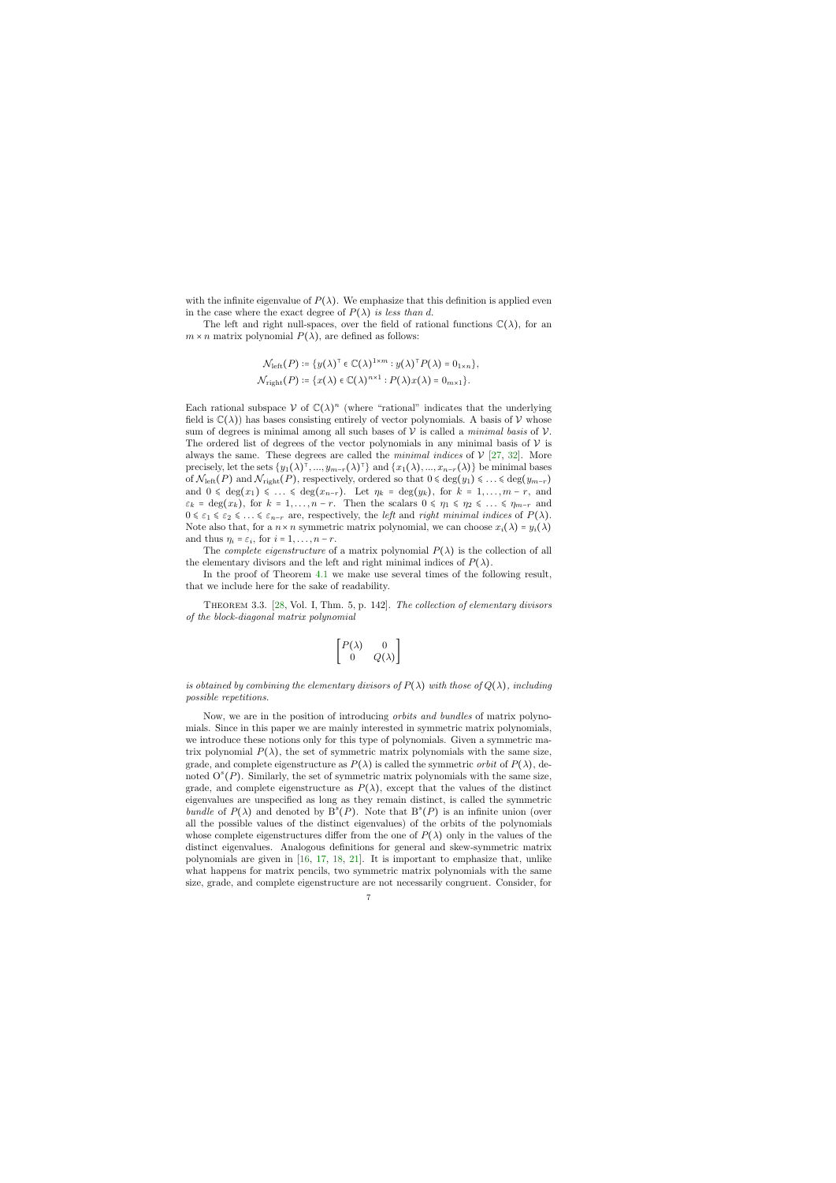with the infinite eigenvalue of $P(\lambda)$. We emphasize that this definition is applied even in the case where the exact degree of $P(\lambda)$ *is less than* $d$.

The left and right null-spaces, over the field of rational functions $\mathbb{C}(\lambda)$, for an $m \times n$ matrix polynomial $P(\lambda)$, are defined as follows:

$$
\begin{aligned}
\mathcal{N}_{\text{left}}(P) &:= \{y(\lambda)^\top \in \mathbb{C}(\lambda)^{1\times m} : y(\lambda)^\top P(\lambda) = 0_{1\times n}\},\\
\mathcal{N}_{\text{right}}(P) &:= \{x(\lambda) \in \mathbb{C}(\lambda)^{n\times 1} : P(\lambda)x(\lambda) = 0_{m\times 1}\}.
\end{aligned}
$$

Each rational subspace $\mathcal{V}$ of $\mathbb{C}(\lambda)^n$ (where "rational" indicates that the underlying field is $\mathbb{C}(\lambda)$) has bases consisting entirely of vector polynomials. A basis of $\mathcal{V}$ whose sum of degrees is minimal among all such bases of $\mathcal{V}$ is called a *minimal basis* of $\mathcal{V}$. The ordered list of degrees of the vector polynomials in any minimal basis of $\mathcal{V}$ is always the same. These degrees are called the *minimal indices* of $\mathcal{V}$ [27, 32]. More precisely, let the sets $\{y_1(\lambda)^\top, ..., y_{m-r}(\lambda)^\top\}$ and $\{x_1(\lambda), ..., x_{n-r}(\lambda)\}$ be minimal bases of $\mathcal{N}_{\text{left}}(P)$ and $\mathcal{N}_{\text{right}}(P)$, respectively, ordered so that $0 \leqslant \deg(y_1) \leqslant \ldots \leqslant \deg(y_{m-r})$ and $0 \leqslant \deg(x_1) \leqslant \ldots \leqslant \deg(x_{n-r})$. Let $\eta_k = \deg(y_k)$, for $k = 1, \ldots, m-r$, and $\varepsilon_k = \deg(x_k)$, for $k = 1, \ldots, n-r$. Then the scalars $0 \leqslant \eta_1 \leqslant \eta_2 \leqslant \ldots \leqslant \eta_{m-r}$ and $0 \leqslant \varepsilon_1 \leqslant \varepsilon_2 \leqslant \ldots \leqslant \varepsilon_{n-r}$ are, respectively, the *left* and *right minimal indices* of $P(\lambda)$. Note also that, for a $n \times n$ symmetric matrix polynomial, we can choose $x_i(\lambda) = y_i(\lambda)$ and thus $\eta_i = \varepsilon_i$, for $i = 1, \ldots, n-r$.

The *complete eigenstructure* of a matrix polynomial $P(\lambda)$ is the collection of all the elementary divisors and the left and right minimal indices of $P(\lambda)$.

In the proof of Theorem 4.1 we make use several times of the following result, that we include here for the sake of readability.

Theorem 3.3. [28, Vol. I, Thm. 5, p. 142]. *The collection of elementary divisors of the block-diagonal matrix polynomial*

$$
\begin{bmatrix} P(\lambda) & 0 \\ 0 & Q(\lambda) \end{bmatrix}
$$

*is obtained by combining the elementary divisors of $P(\lambda)$ with those of $Q(\lambda)$, including possible repetitions.*

Now, we are in the position of introducing *orbits and bundles* of matrix polynomials. Since in this paper we are mainly interested in symmetric matrix polynomials, we introduce these notions only for this type of polynomials. Given a symmetric matrix polynomial $P(\lambda)$, the set of symmetric matrix polynomials with the same size, grade, and complete eigenstructure as $P(\lambda)$ is called the symmetric *orbit* of $P(\lambda)$, denoted $\mathrm{O}^s(P)$. Similarly, the set of symmetric matrix polynomials with the same size, grade, and complete eigenstructure as $P(\lambda)$, except that the values of the distinct eigenvalues are unspecified as long as they remain distinct, is called the symmetric *bundle* of $P(\lambda)$ and denoted by $\mathrm{B}^s(P)$. Note that $\mathrm{B}^s(P)$ is an infinite union (over all the possible values of the distinct eigenvalues) of the orbits of the polynomials whose complete eigenstructures differ from the one of $P(\lambda)$ only in the values of the distinct eigenvalues. Analogous definitions for general and skew-symmetric matrix polynomials are given in [16, 17, 18, 21]. It is important to emphasize that, unlike what happens for matrix pencils, two symmetric matrix polynomials with the same size, grade, and complete eigenstructure are not necessarily congruent. Consider, for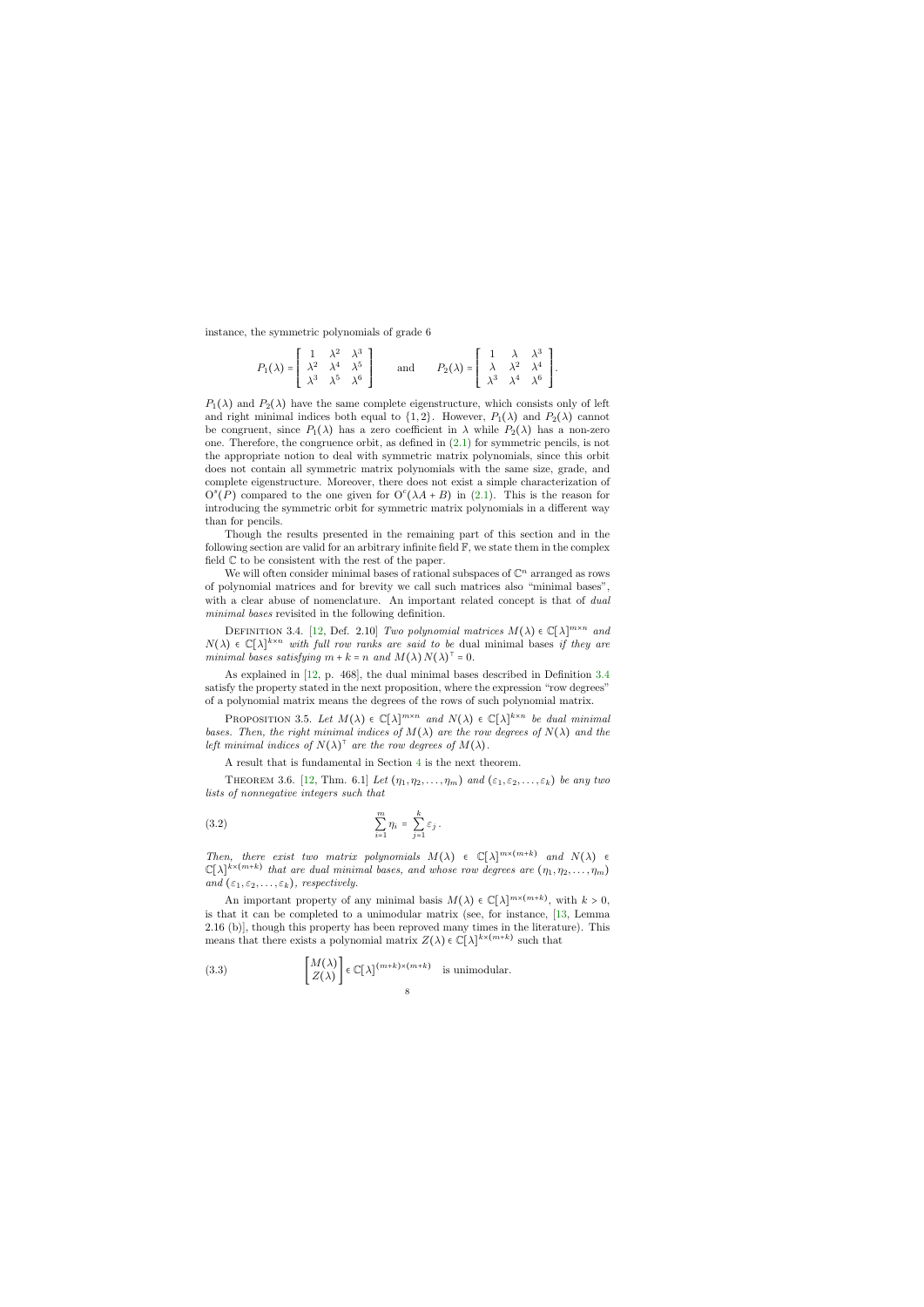instance, the symmetric polynomials of grade 6

$$P_1(\lambda) = \begin{bmatrix} 1 & \lambda^2 & \lambda^3 \\ \lambda^2 & \lambda^4 & \lambda^5 \\ \lambda^3 & \lambda^5 & \lambda^6 \end{bmatrix} \quad \text{and} \quad P_2(\lambda) = \begin{bmatrix} 1 & \lambda & \lambda^3 \\ \lambda & \lambda^2 & \lambda^4 \\ \lambda^3 & \lambda^4 & \lambda^6 \end{bmatrix}.$$

$P_1(\lambda)$ and $P_2(\lambda)$ have the same complete eigenstructure, which consists only of left and right minimal indices both equal to $\{1,2\}$. However, $P_1(\lambda)$ and $P_2(\lambda)$ cannot be congruent, since $P_1(\lambda)$ has a zero coefficient in $\lambda$ while $P_2(\lambda)$ has a non-zero one. Therefore, the congruence orbit, as defined in (2.1) for symmetric pencils, is not the appropriate notion to deal with symmetric matrix polynomials, since this orbit does not contain all symmetric matrix polynomials with the same size, grade, and complete eigenstructure. Moreover, there does not exist a simple characterization of $\mathrm{O}^s(P)$ compared to the one given for $\mathrm{O}^c(\lambda A + B)$ in (2.1). This is the reason for introducing the symmetric orbit for symmetric matrix polynomials in a different way than for pencils.

Though the results presented in the remaining part of this section and in the following section are valid for an arbitrary infinite field $\mathbb{F}$, we state them in the complex field $\mathbb{C}$ to be consistent with the rest of the paper.

We will often consider minimal bases of rational subspaces of $\mathbb{C}^n$ arranged as rows of polynomial matrices and for brevity we call such matrices also "minimal bases", with a clear abuse of nomenclature. An important related concept is that of *dual minimal bases* revisited in the following definition.

Definition 3.4. [12, Def. 2.10] *Two polynomial matrices $M(\lambda) \in \mathbb{C}[\lambda]^{m\times n}$ and $N(\lambda) \in \mathbb{C}[\lambda]^{k\times n}$ with full row ranks are said to be* dual minimal bases *if they are minimal bases satisfying $m + k = n$ and $M(\lambda)\, N(\lambda)^\top = 0$.*

As explained in [12, p. 468], the dual minimal bases described in Definition 3.4 satisfy the property stated in the next proposition, where the expression "row degrees" of a polynomial matrix means the degrees of the rows of such polynomial matrix.

Proposition 3.5. *Let $M(\lambda) \in \mathbb{C}[\lambda]^{m\times n}$ and $N(\lambda) \in \mathbb{C}[\lambda]^{k\times n}$ be dual minimal bases. Then, the right minimal indices of $M(\lambda)$ are the row degrees of $N(\lambda)$ and the left minimal indices of $N(\lambda)^\top$ are the row degrees of $M(\lambda)$.*

A result that is fundamental in Section 4 is the next theorem.

Theorem 3.6. [12, Thm. 6.1] *Let $(\eta_1, \eta_2, \ldots, \eta_m)$ and $(\varepsilon_1, \varepsilon_2, \ldots, \varepsilon_k)$ be any two lists of nonnegative integers such that*

$$\sum_{i=1}^{m} \eta_i = \sum_{j=1}^{k} \varepsilon_j \,. \tag{3.2}$$

*Then, there exist two matrix polynomials $M(\lambda) \in \mathbb{C}[\lambda]^{m\times(m+k)}$ and $N(\lambda) \in \mathbb{C}[\lambda]^{k\times(m+k)}$ that are dual minimal bases, and whose row degrees are $(\eta_1, \eta_2, \ldots, \eta_m)$ and $(\varepsilon_1, \varepsilon_2, \ldots, \varepsilon_k)$, respectively.*

An important property of any minimal basis $M(\lambda) \in \mathbb{C}[\lambda]^{m\times(m+k)}$, with $k > 0$, is that it can be completed to a unimodular matrix (see, for instance, [13, Lemma 2.16 (b)], though this property has been reproved many times in the literature). This means that there exists a polynomial matrix $Z(\lambda) \in \mathbb{C}[\lambda]^{k\times(m+k)}$ such that

$$\begin{bmatrix} M(\lambda) \\ Z(\lambda) \end{bmatrix} \in \mathbb{C}[\lambda]^{(m+k)\times(m+k)} \quad \text{is unimodular.} \tag{3.3}$$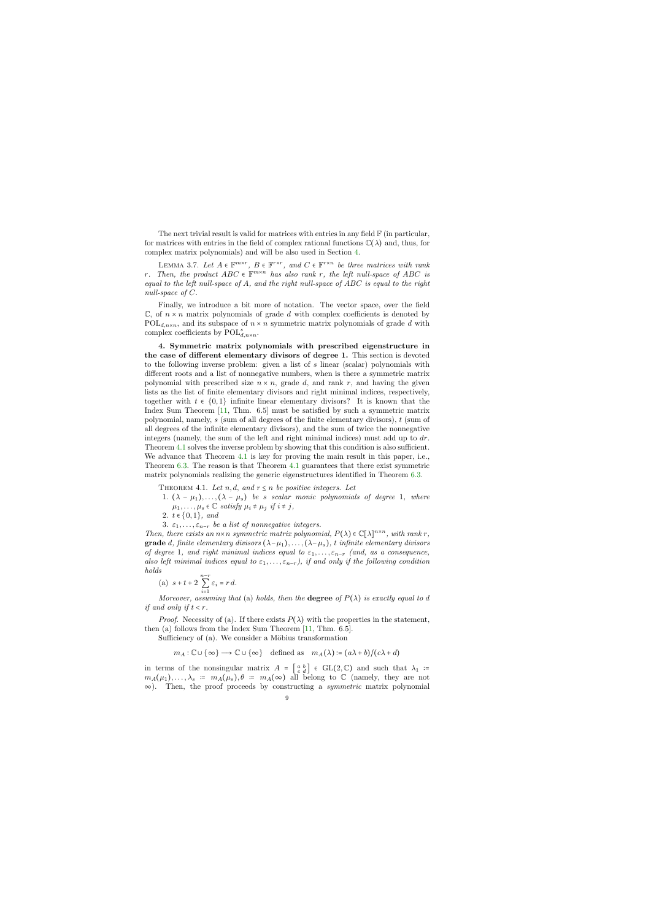The next trivial result is valid for matrices with entries in any field $\mathbb{F}$ (in particular, for matrices with entries in the field of complex rational functions $\mathbb{C}(\lambda)$ and, thus, for complex matrix polynomials) and will be also used in Section 4.

LEMMA 3.7. *Let $A \in \mathbb{F}^{m\times r}$, $B \in \mathbb{F}^{r\times r}$, and $C \in \mathbb{F}^{r\times n}$ be three matrices with rank $r$. Then, the product $ABC \in \mathbb{F}^{m\times n}$ has also rank $r$, the left null-space of $ABC$ is equal to the left null-space of $A$, and the right null-space of $ABC$ is equal to the right null-space of $C$.*

Finally, we introduce a bit more of notation. The vector space, over the field $\mathbb{C}$, of $n \times n$ matrix polynomials of grade $d$ with complex coefficients is denoted by $\mathrm{POL}_{d,n\times n}$, and its subspace of $n \times n$ symmetric matrix polynomials of grade $d$ with complex coefficients by $\mathrm{POL}^s_{d,n\times n}$.

**4. Symmetric matrix polynomials with prescribed eigenstructure in the case of different elementary divisors of degree 1.** This section is devoted to the following inverse problem: given a list of $s$ linear (scalar) polynomials with different roots and a list of nonnegative numbers, when is there a symmetric matrix polynomial with prescribed size $n \times n$, grade $d$, and rank $r$, and having the given lists as the list of finite elementary divisors and right minimal indices, respectively, together with $t \in \{0,1\}$ infinite linear elementary divisors? It is known that the Index Sum Theorem [11, Thm. 6.5] must be satisfied by such a symmetric matrix polynomial, namely, $s$ (sum of all degrees of the finite elementary divisors), $t$ (sum of all degrees of the infinite elementary divisors), and the sum of twice the nonnegative integers (namely, the sum of the left and right minimal indices) must add up to $dr$. Theorem 4.1 solves the inverse problem by showing that this condition is also sufficient. We advance that Theorem 4.1 is key for proving the main result in this paper, i.e., Theorem 6.3. The reason is that Theorem 4.1 guarantees that there exist symmetric matrix polynomials realizing the generic eigenstructures identified in Theorem 6.3.

THEOREM 4.1. *Let $n, d$, and $r \le n$ be positive integers. Let*

1. *$(\lambda - \mu_1), \ldots, (\lambda - \mu_s)$ be $s$ scalar monic polynomials of degree 1, where $\mu_1, \ldots, \mu_s \in \mathbb{C}$ satisfy $\mu_i \neq \mu_j$ if $i \neq j$,*
2. *$t \in \{0,1\}$, and*
3. *$\varepsilon_1, \ldots, \varepsilon_{n-r}$ be a list of nonnegative integers.*

*Then, there exists an $n\times n$ symmetric matrix polynomial, $P(\lambda) \in \mathbb{C}[\lambda]^{n\times n}$, with rank $r$,* **grade** *$d$, finite elementary divisors $(\lambda-\mu_1), \ldots, (\lambda-\mu_s)$, $t$ infinite elementary divisors of degree 1, and right minimal indices equal to $\varepsilon_1, \ldots, \varepsilon_{n-r}$ (and, as a consequence, also left minimal indices equal to $\varepsilon_1, \ldots, \varepsilon_{n-r}$), if and only if the following condition holds*

(a) $s + t + 2\sum_{i=1}^{n-r} \varepsilon_i = r\, d.$

*Moreover, assuming that* (a) *holds, then the* **degree** *of $P(\lambda)$ is exactly equal to $d$ if and only if $t < r$.*

*Proof.* Necessity of (a). If there exists $P(\lambda)$ with the properties in the statement, then (a) follows from the Index Sum Theorem [11, Thm. 6.5].

Sufficiency of (a). We consider a Möbius transformation

$$m_A : \mathbb{C} \cup \{\infty\} \longrightarrow \mathbb{C} \cup \{\infty\} \quad \text{defined as} \quad m_A(\lambda) := (a\lambda + b)/(c\lambda + d)$$

in terms of the nonsingular matrix $A = \left[\begin{smallmatrix} a & b \\ c & d \end{smallmatrix}\right] \in \mathrm{GL}(2,\mathbb{C})$ and such that $\lambda_1 := m_A(\mu_1), \ldots, \lambda_s := m_A(\mu_s), \theta := m_A(\infty)$ all belong to $\mathbb{C}$ (namely, they are not $\infty$). Then, the proof proceeds by constructing a *symmetric* matrix polynomial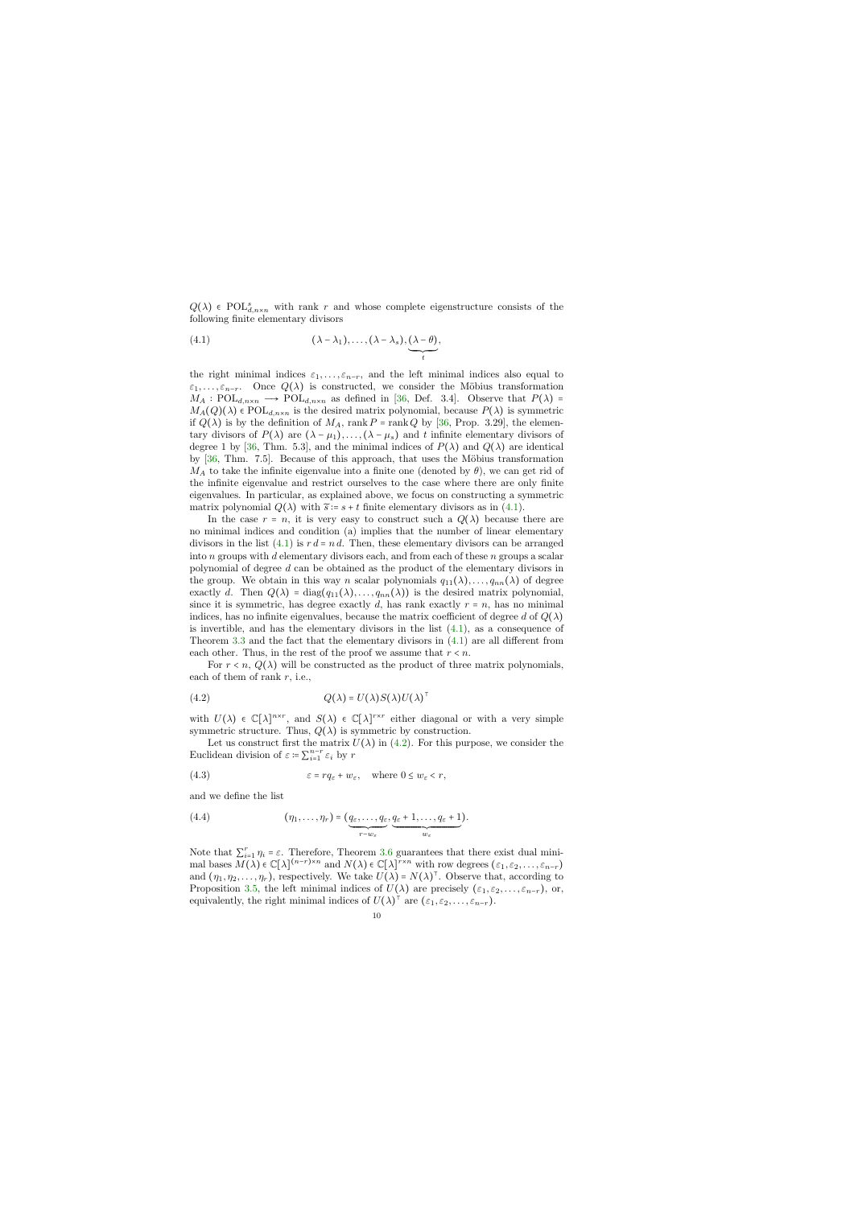$Q(\lambda) \in \mathrm{POL}^s_{d,n\times n}$ with rank $r$ and whose complete eigenstructure consists of the following finite elementary divisors

$$(4.1) \qquad (\lambda-\lambda_1), \ldots, (\lambda-\lambda_s), \underbrace{(\lambda-\theta)}_{t},$$

the right minimal indices $\varepsilon_1, \ldots, \varepsilon_{n-r}$, and the left minimal indices also equal to $\varepsilon_1, \ldots, \varepsilon_{n-r}$. Once $Q(\lambda)$ is constructed, we consider the Möbius transformation $M_A : \mathrm{POL}_{d,n\times n} \longrightarrow \mathrm{POL}_{d,n\times n}$ as defined in [36, Def. 3.4]. Observe that $P(\lambda) = M_A(Q)(\lambda) \in \mathrm{POL}_{d,n\times n}$ is the desired matrix polynomial, because $P(\lambda)$ is symmetric if $Q(\lambda)$ is by the definition of $M_A$, $\operatorname{rank} P = \operatorname{rank} Q$ by [36, Prop. 3.29], the elementary divisors of $P(\lambda)$ are $(\lambda-\mu_1), \ldots, (\lambda-\mu_s)$ and $t$ infinite elementary divisors of degree 1 by [36, Thm. 5.3], and the minimal indices of $P(\lambda)$ and $Q(\lambda)$ are identical by [36, Thm. 7.5]. Because of this approach, that uses the Möbius transformation $M_A$ to take the infinite eigenvalue into a finite one (denoted by $\theta$), we can get rid of the infinite eigenvalue and restrict ourselves to the case where there are only finite eigenvalues. In particular, as explained above, we focus on constructing a symmetric matrix polynomial $Q(\lambda)$ with $\widetilde{s} := s+t$ finite elementary divisors as in (4.1).

In the case $r = n$, it is very easy to construct such a $Q(\lambda)$ because there are no minimal indices and condition (a) implies that the number of linear elementary divisors in the list (4.1) is $r\,d = n\,d$. Then, these elementary divisors can be arranged into $n$ groups with $d$ elementary divisors each, and from each of these $n$ groups a scalar polynomial of degree $d$ can be obtained as the product of the elementary divisors in the group. We obtain in this way $n$ scalar polynomials $q_{11}(\lambda), \ldots, q_{nn}(\lambda)$ of degree exactly $d$. Then $Q(\lambda) = \operatorname{diag}(q_{11}(\lambda), \ldots, q_{nn}(\lambda))$ is the desired matrix polynomial, since it is symmetric, has degree exactly $d$, has rank exactly $r = n$, has no minimal indices, has no infinite eigenvalues, because the matrix coefficient of degree $d$ of $Q(\lambda)$ is invertible, and has the elementary divisors in the list (4.1), as a consequence of Theorem 3.3 and the fact that the elementary divisors in (4.1) are all different from each other. Thus, in the rest of the proof we assume that $r < n$.

For $r < n$, $Q(\lambda)$ will be constructed as the product of three matrix polynomials, each of them of rank $r$, i.e.,

$$(4.2) \qquad Q(\lambda) = U(\lambda) S(\lambda) U(\lambda)^\top$$

with $U(\lambda) \in \mathbb{C}[\lambda]^{n\times r}$, and $S(\lambda) \in \mathbb{C}[\lambda]^{r\times r}$ either diagonal or with a very simple symmetric structure. Thus, $Q(\lambda)$ is symmetric by construction.

Let us construct first the matrix $U(\lambda)$ in (4.2). For this purpose, we consider the Euclidean division of $\varepsilon := \sum_{i=1}^{n-r} \varepsilon_i$ by $r$

$$(4.3) \qquad \varepsilon = r q_\varepsilon + w_\varepsilon, \quad \text{where } 0 \le w_\varepsilon < r,$$

and we define the list

$$(4.4) \qquad (\eta_1, \ldots, \eta_r) = (\underbrace{q_\varepsilon, \ldots, q_\varepsilon}_{r-w_\varepsilon}, \underbrace{q_\varepsilon+1, \ldots, q_\varepsilon+1}_{w_\varepsilon}).$$

Note that $\sum_{i=1}^r \eta_i = \varepsilon$. Therefore, Theorem 3.6 guarantees that there exist dual minimal bases $M(\lambda) \in \mathbb{C}[\lambda]^{(n-r)\times n}$ and $N(\lambda) \in \mathbb{C}[\lambda]^{r\times n}$ with row degrees $(\varepsilon_1, \varepsilon_2, \ldots, \varepsilon_{n-r})$ and $(\eta_1, \eta_2, \ldots, \eta_r)$, respectively. We take $U(\lambda) = N(\lambda)^\top$. Observe that, according to Proposition 3.5, the left minimal indices of $U(\lambda)$ are precisely $(\varepsilon_1, \varepsilon_2, \ldots, \varepsilon_{n-r})$, or, equivalently, the right minimal indices of $U(\lambda)^\top$ are $(\varepsilon_1, \varepsilon_2, \ldots, \varepsilon_{n-r})$.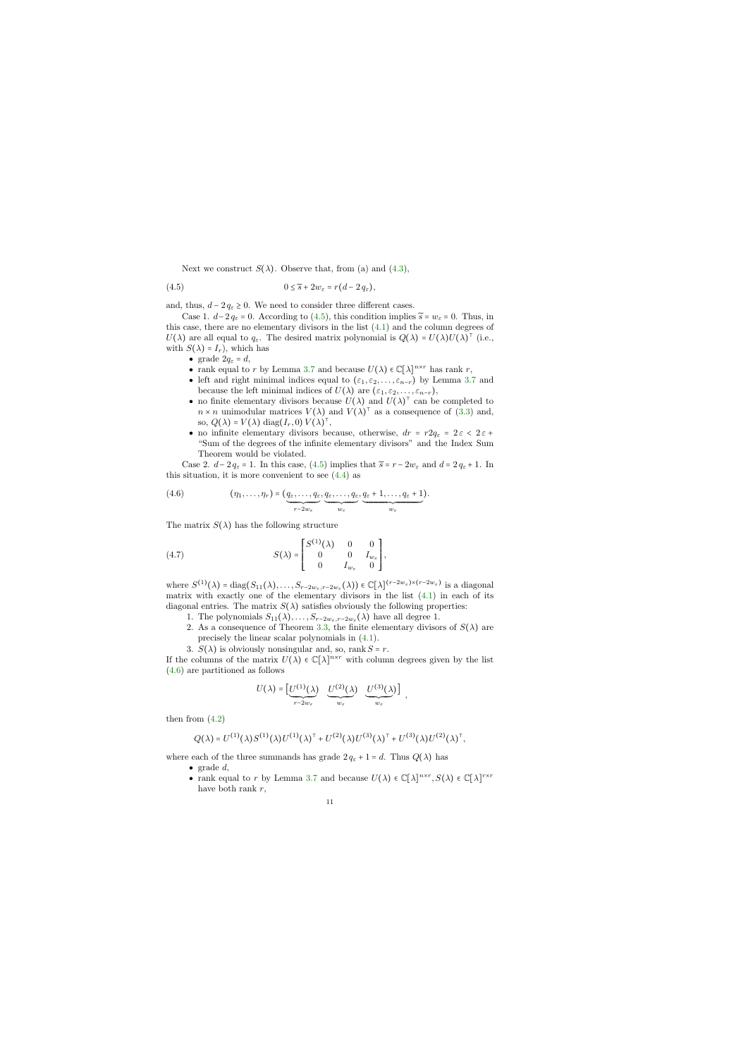Next we construct $S(\lambda)$. Observe that, from (a) and (4.3),

$$0 \leq \widetilde{s} + 2w_\varepsilon = r(d - 2q_\varepsilon), \tag{4.5}$$

and, thus, $d - 2q_\varepsilon \geq 0$. We need to consider three different cases.

Case 1. $d - 2q_\varepsilon = 0$. According to (4.5), this condition implies $\widetilde{s} = w_\varepsilon = 0$. Thus, in this case, there are no elementary divisors in the list (4.1) and the column degrees of $U(\lambda)$ are all equal to $q_\varepsilon$. The desired matrix polynomial is $Q(\lambda) = U(\lambda)U(\lambda)^\top$ (i.e., with $S(\lambda) = I_r$), which has

- grade $2q_\varepsilon = d$,
- rank equal to $r$ by Lemma 3.7 and because $U(\lambda) \in \mathbb{C}[\lambda]^{n\times r}$ has rank $r$,
- left and right minimal indices equal to $(\varepsilon_1, \varepsilon_2, \ldots, \varepsilon_{n-r})$ by Lemma 3.7 and because the left minimal indices of $U(\lambda)$ are $(\varepsilon_1, \varepsilon_2, \ldots, \varepsilon_{n-r})$,
- no finite elementary divisors because $U(\lambda)$ and $U(\lambda)^\top$ can be completed to $n \times n$ unimodular matrices $V(\lambda)$ and $V(\lambda)^\top$ as a consequence of (3.3) and, so, $Q(\lambda) = V(\lambda)\, \mathrm{diag}(I_r, 0)\, V(\lambda)^\top$,
- no infinite elementary divisors because, otherwise, $dr = r2q_\varepsilon = 2\varepsilon < 2\varepsilon +$ "Sum of the degrees of the infinite elementary divisors" and the Index Sum Theorem would be violated.

Case 2. $d - 2q_\varepsilon = 1$. In this case, (4.5) implies that $\widetilde{s} = r - 2w_\varepsilon$ and $d = 2q_\varepsilon + 1$. In this situation, it is more convenient to see (4.4) as

$$(\eta_1, \ldots, \eta_r) = (\underbrace{q_\varepsilon, \ldots, q_\varepsilon}_{r-2w_\varepsilon}, \underbrace{q_\varepsilon, \ldots, q_\varepsilon}_{w_\varepsilon}, \underbrace{q_\varepsilon + 1, \ldots, q_\varepsilon + 1}_{w_\varepsilon}). \tag{4.6}$$

The matrix $S(\lambda)$ has the following structure

$$S(\lambda) = \begin{bmatrix} S^{(1)}(\lambda) & 0 & 0 \\ 0 & 0 & I_{w_\varepsilon} \\ 0 & I_{w_\varepsilon} & 0 \end{bmatrix}, \tag{4.7}$$

where $S^{(1)}(\lambda) = \mathrm{diag}(S_{11}(\lambda), \ldots, S_{r-2w_\varepsilon, r-2w_\varepsilon}(\lambda)) \in \mathbb{C}[\lambda]^{(r-2w_\varepsilon)\times(r-2w_\varepsilon)}$ is a diagonal matrix with exactly one of the elementary divisors in the list (4.1) in each of its diagonal entries. The matrix $S(\lambda)$ satisfies obviously the following properties:

1. The polynomials $S_{11}(\lambda), \ldots, S_{r-2w_\varepsilon, r-2w_\varepsilon}(\lambda)$ have all degree 1.
2. As a consequence of Theorem 3.3, the finite elementary divisors of $S(\lambda)$ are precisely the linear scalar polynomials in (4.1).
3. $S(\lambda)$ is obviously nonsingular and, so, $\operatorname{rank} S = r$.

If the columns of the matrix $U(\lambda) \in \mathbb{C}[\lambda]^{n\times r}$ with column degrees given by the list (4.6) are partitioned as follows

$$U(\lambda) = \begin{bmatrix} \underbrace{U^{(1)}(\lambda)}_{r-2w_\varepsilon} & \underbrace{U^{(2)}(\lambda)}_{w_\varepsilon} & \underbrace{U^{(3)}(\lambda)}_{w_\varepsilon} \end{bmatrix},$$

then from (4.2)

$$Q(\lambda) = U^{(1)}(\lambda)S^{(1)}(\lambda)U^{(1)}(\lambda)^\top + U^{(2)}(\lambda)U^{(3)}(\lambda)^\top + U^{(3)}(\lambda)U^{(2)}(\lambda)^\top,$$

where each of the three summands has grade $2q_\varepsilon + 1 = d$. Thus $Q(\lambda)$ has

- grade $d$,
- rank equal to $r$ by Lemma 3.7 and because $U(\lambda) \in \mathbb{C}[\lambda]^{n\times r}, S(\lambda) \in \mathbb{C}[\lambda]^{r\times r}$ have both rank $r$,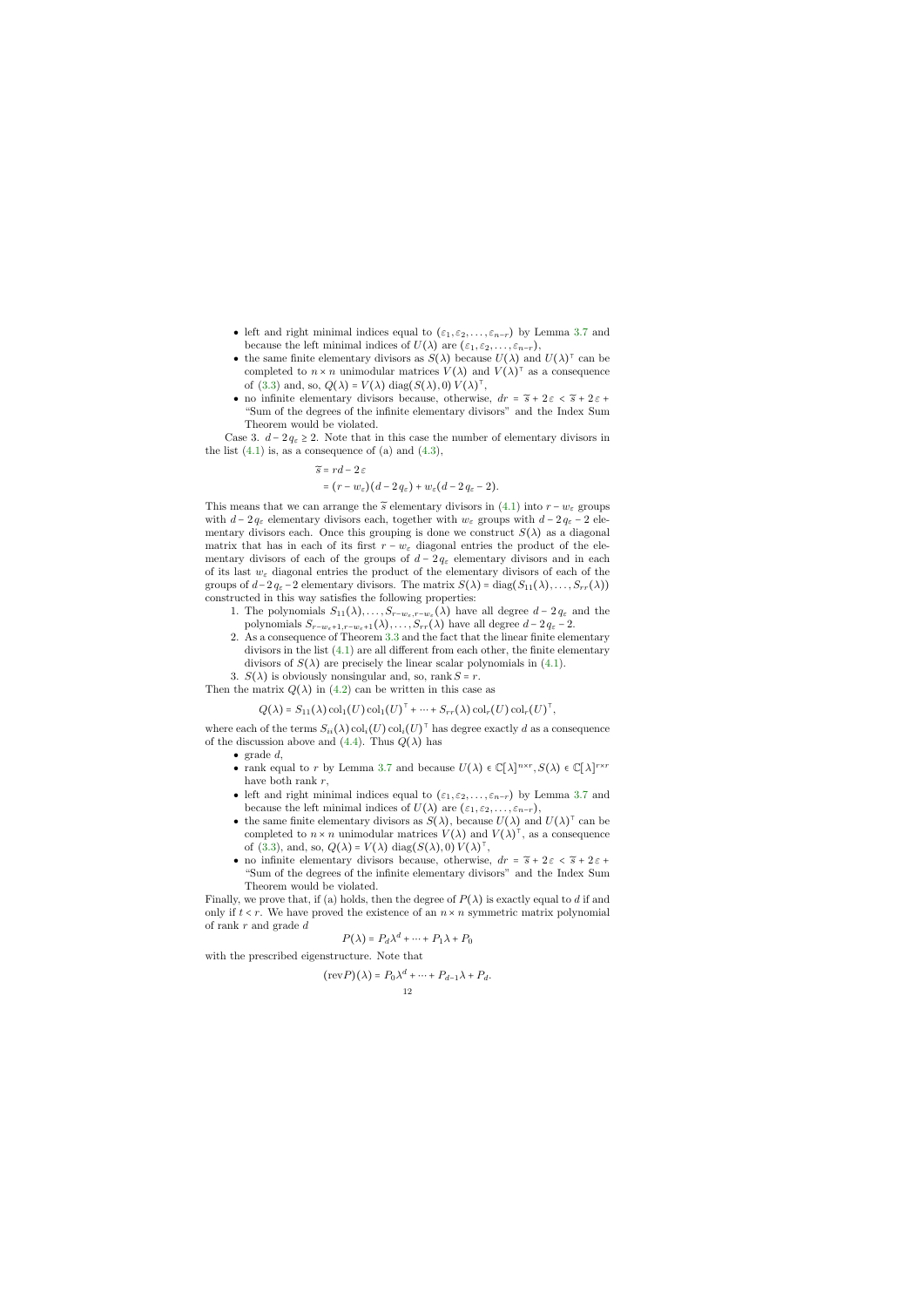- left and right minimal indices equal to $(\varepsilon_1, \varepsilon_2, \dots, \varepsilon_{n-r})$ by Lemma 3.7 and because the left minimal indices of $U(\lambda)$ are $(\varepsilon_1, \varepsilon_2, \dots, \varepsilon_{n-r})$,
- the same finite elementary divisors as $S(\lambda)$ because $U(\lambda)$ and $U(\lambda)^\top$ can be completed to $n \times n$ unimodular matrices $V(\lambda)$ and $V(\lambda)^\top$ as a consequence of (3.3) and, so, $Q(\lambda) = V(\lambda)\operatorname{diag}(S(\lambda), 0)\, V(\lambda)^\top$,
- no infinite elementary divisors because, otherwise, $dr = \overline{s} + 2\varepsilon < \overline{s} + 2\varepsilon +$ "Sum of the degrees of the infinite elementary divisors" and the Index Sum Theorem would be violated.

Case 3. $d - 2q_\varepsilon \geq 2$. Note that in this case the number of elementary divisors in the list (4.1) is, as a consequence of (a) and (4.3),

$$
\begin{aligned}
\overline{s} &= rd - 2\varepsilon \\
&= (r - w_\varepsilon)(d - 2q_\varepsilon) + w_\varepsilon(d - 2q_\varepsilon - 2).
\end{aligned}
$$

This means that we can arrange the $\overline{s}$ elementary divisors in (4.1) into $r - w_\varepsilon$ groups with $d - 2q_\varepsilon$ elementary divisors each, together with $w_\varepsilon$ groups with $d - 2q_\varepsilon - 2$ elementary divisors each. Once this grouping is done we construct $S(\lambda)$ as a diagonal matrix that has in each of its first $r - w_\varepsilon$ diagonal entries the product of the elementary divisors of each of the groups of $d - 2q_\varepsilon$ elementary divisors and in each of its last $w_\varepsilon$ diagonal entries the product of the elementary divisors of each of the groups of $d - 2q_\varepsilon - 2$ elementary divisors. The matrix $S(\lambda) = \operatorname{diag}(S_{11}(\lambda), \dots, S_{rr}(\lambda))$ constructed in this way satisfies the following properties:

1. The polynomials $S_{11}(\lambda), \dots, S_{r-w_\varepsilon, r-w_\varepsilon}(\lambda)$ have all degree $d - 2q_\varepsilon$ and the polynomials $S_{r-w_\varepsilon+1, r-w_\varepsilon+1}(\lambda), \dots, S_{rr}(\lambda)$ have all degree $d - 2q_\varepsilon - 2$.
2. As a consequence of Theorem 3.3 and the fact that the linear finite elementary divisors in the list (4.1) are all different from each other, the finite elementary divisors of $S(\lambda)$ are precisely the linear scalar polynomials in (4.1).
3. $S(\lambda)$ is obviously nonsingular and, so, $\operatorname{rank} S = r$.

Then the matrix $Q(\lambda)$ in (4.2) can be written in this case as

$$
Q(\lambda) = S_{11}(\lambda)\operatorname{col}_1(U)\operatorname{col}_1(U)^\top + \cdots + S_{rr}(\lambda)\operatorname{col}_r(U)\operatorname{col}_r(U)^\top,
$$

where each of the terms $S_{ii}(\lambda)\operatorname{col}_i(U)\operatorname{col}_i(U)^\top$ has degree exactly $d$ as a consequence of the discussion above and (4.4). Thus $Q(\lambda)$ has

- grade $d$,
- rank equal to $r$ by Lemma 3.7 and because $U(\lambda) \in \mathbb{C}[\lambda]^{n\times r}, S(\lambda) \in \mathbb{C}[\lambda]^{r\times r}$ have both rank $r$,
- left and right minimal indices equal to $(\varepsilon_1, \varepsilon_2, \dots, \varepsilon_{n-r})$ by Lemma 3.7 and because the left minimal indices of $U(\lambda)$ are $(\varepsilon_1, \varepsilon_2, \dots, \varepsilon_{n-r})$,
- the same finite elementary divisors as $S(\lambda)$, because $U(\lambda)$ and $U(\lambda)^\top$ can be completed to $n \times n$ unimodular matrices $V(\lambda)$ and $V(\lambda)^\top$, as a consequence of (3.3), and, so, $Q(\lambda) = V(\lambda)\operatorname{diag}(S(\lambda), 0)\, V(\lambda)^\top$,
- no infinite elementary divisors because, otherwise, $dr = \overline{s} + 2\varepsilon < \overline{s} + 2\varepsilon +$ "Sum of the degrees of the infinite elementary divisors" and the Index Sum Theorem would be violated.

Finally, we prove that, if (a) holds, then the degree of $P(\lambda)$ is exactly equal to $d$ if and only if $t < r$. We have proved the existence of an $n \times n$ symmetric matrix polynomial of rank $r$ and grade $d$

$$
P(\lambda) = P_d\lambda^d + \cdots + P_1\lambda + P_0
$$

with the prescribed eigenstructure. Note that

$$
(\operatorname{rev}P)(\lambda) = P_0\lambda^d + \cdots + P_{d-1}\lambda + P_d.
$$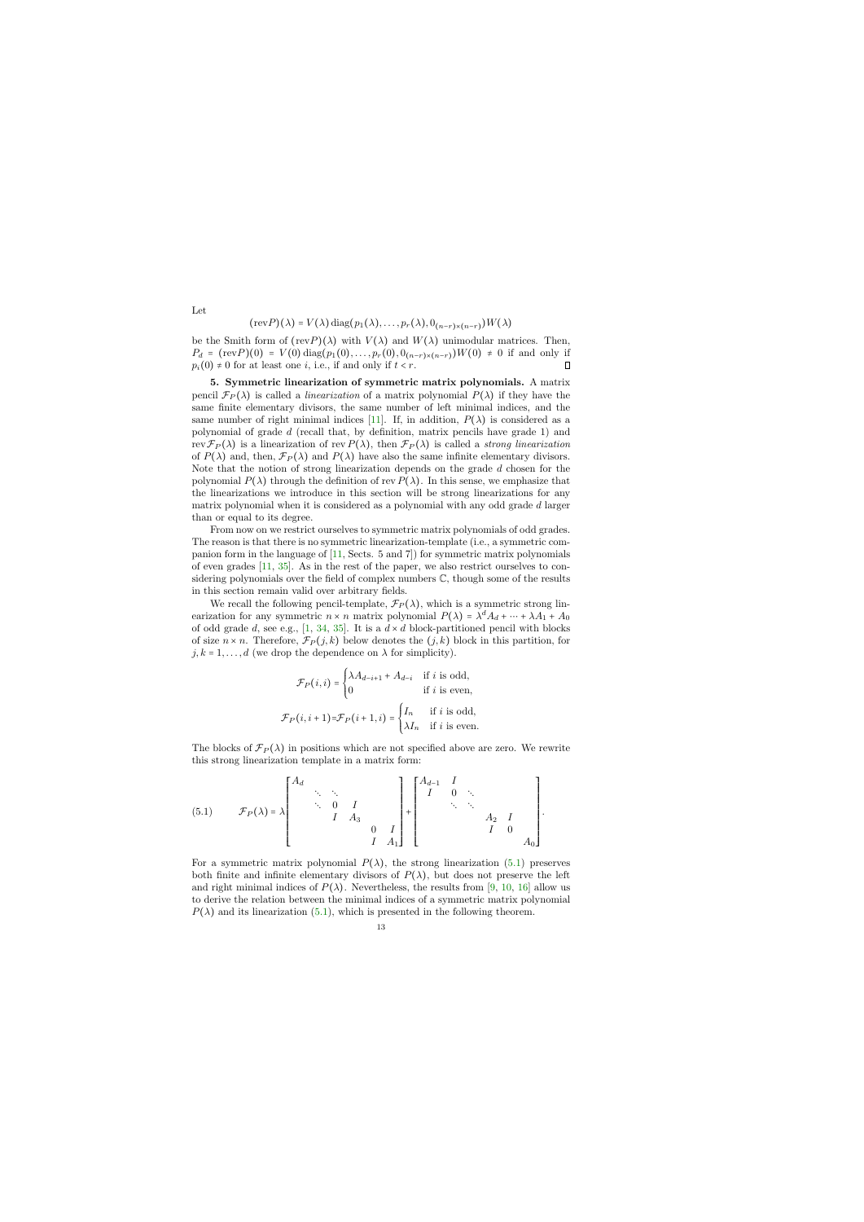Let

$$(\mathrm{rev}P)(\lambda) = V(\lambda)\,\mathrm{diag}(p_1(\lambda), \ldots, p_r(\lambda), 0_{(n-r)\times(n-r)})W(\lambda)$$

be the Smith form of $(\mathrm{rev}P)(\lambda)$ with $V(\lambda)$ and $W(\lambda)$ unimodular matrices. Then, $P_d = (\mathrm{rev}P)(0) = V(0)\,\mathrm{diag}(p_1(0), \ldots, p_r(0), 0_{(n-r)\times(n-r)})W(0) \neq 0$ if and only if $p_i(0) \neq 0$ for at least one $i$, i.e., if and only if $t < r$. ∎

**5. Symmetric linearization of symmetric matrix polynomials.** A matrix pencil $\mathcal{F}_P(\lambda)$ is called a *linearization* of a matrix polynomial $P(\lambda)$ if they have the same finite elementary divisors, the same number of left minimal indices, and the same number of right minimal indices [11]. If, in addition, $P(\lambda)$ is considered as a polynomial of grade $d$ (recall that, by definition, matrix pencils have grade 1) and $\mathrm{rev}\,\mathcal{F}_P(\lambda)$ is a linearization of $\mathrm{rev}\,P(\lambda)$, then $\mathcal{F}_P(\lambda)$ is called a *strong linearization* of $P(\lambda)$ and, then, $\mathcal{F}_P(\lambda)$ and $P(\lambda)$ have also the same infinite elementary divisors. Note that the notion of strong linearization depends on the grade $d$ chosen for the polynomial $P(\lambda)$ through the definition of $\mathrm{rev}\,P(\lambda)$. In this sense, we emphasize that the linearizations we introduce in this section will be strong linearizations for any matrix polynomial when it is considered as a polynomial with any odd grade $d$ larger than or equal to its degree.

From now on we restrict ourselves to symmetric matrix polynomials of odd grades. The reason is that there is no symmetric linearization-template (i.e., a symmetric companion form in the language of [11, Sects. 5 and 7]) for symmetric matrix polynomials of even grades [11, 35]. As in the rest of the paper, we also restrict ourselves to considering polynomials over the field of complex numbers $\mathbb{C}$, though some of the results in this section remain valid over arbitrary fields.

We recall the following pencil-template, $\mathcal{F}_P(\lambda)$, which is a symmetric strong linearization for any symmetric $n \times n$ matrix polynomial $P(\lambda) = \lambda^d A_d + \cdots + \lambda A_1 + A_0$ of odd grade $d$, see e.g., [1, 34, 35]. It is a $d \times d$ block-partitioned pencil with blocks of size $n \times n$. Therefore, $\mathcal{F}_P(j,k)$ below denotes the $(j,k)$ block in this partition, for $j,k = 1,\ldots,d$ (we drop the dependence on $\lambda$ for simplicity).

$$\mathcal{F}_P(i,i) = \begin{cases} \lambda A_{d-i+1} + A_{d-i} & \text{if } i \text{ is odd,} \\ 0 & \text{if } i \text{ is even,} \end{cases}$$

$$\mathcal{F}_P(i,i+1) = \mathcal{F}_P(i+1,i) = \begin{cases} I_n & \text{if } i \text{ is odd,} \\ \lambda I_n & \text{if } i \text{ is even.} \end{cases}$$

The blocks of $\mathcal{F}_P(\lambda)$ in positions which are not specified above are zero. We rewrite this strong linearization template in a matrix form:

$$\mathcal{F}_P(\lambda) = \lambda \begin{bmatrix} A_d & & & & & \\ & \ddots & \ddots & & & \\ & \ddots & 0 & I & & \\ & & I & A_3 & & \\ & & & & 0 & I \\ & & & & I & A_1 \end{bmatrix} + \begin{bmatrix} A_{d-1} & I & & & & \\ I & 0 & \ddots & & & \\ & \ddots & \ddots & & & \\ & & & A_2 & I & \\ & & & I & 0 & \\ & & & & & A_0 \end{bmatrix}. \tag{5.1}$$

For a symmetric matrix polynomial $P(\lambda)$, the strong linearization (5.1) preserves both finite and infinite elementary divisors of $P(\lambda)$, but does not preserve the left and right minimal indices of $P(\lambda)$. Nevertheless, the results from [9, 10, 16] allow us to derive the relation between the minimal indices of a symmetric matrix polynomial $P(\lambda)$ and its linearization (5.1), which is presented in the following theorem.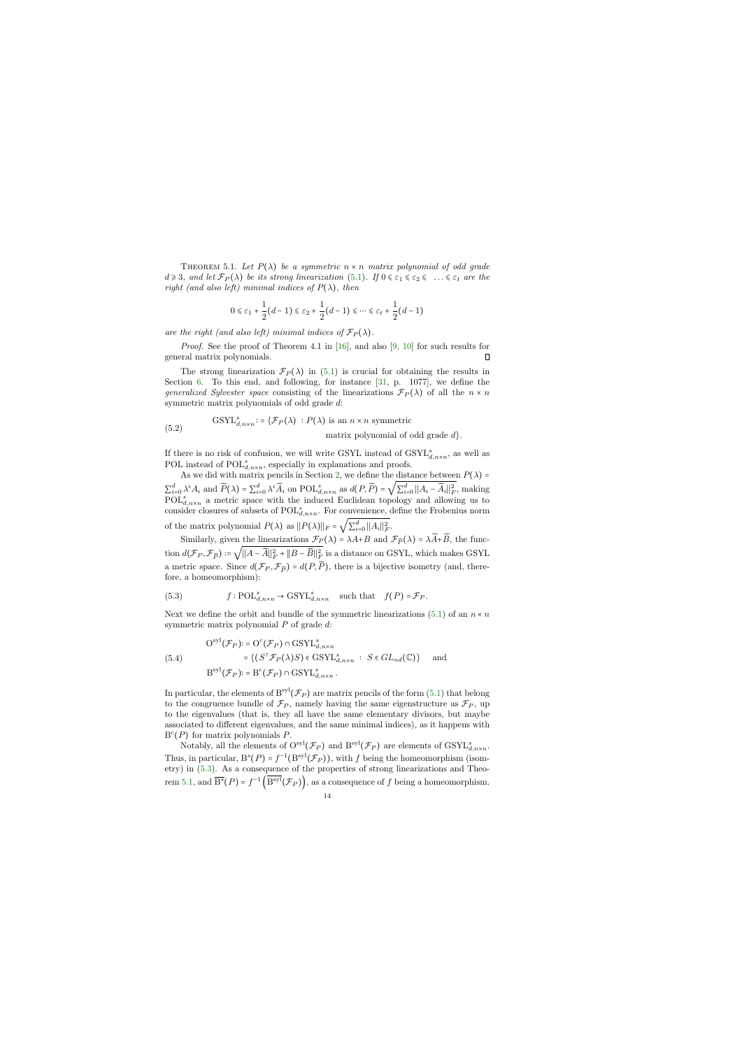Theorem 5.1. *Let $P(\lambda)$ be a symmetric $n\times n$ matrix polynomial of odd grade $d\geqslant 3$, and let $\mathcal{F}_P(\lambda)$ be its strong linearization* (5.1)*. If $0\leqslant\varepsilon_1\leqslant\varepsilon_2\leqslant\ \dots\leqslant\varepsilon_t$ are the right (and also left) minimal indices of $P(\lambda)$, then*

$$0\leqslant\varepsilon_1+\frac{1}{2}(d-1)\leqslant\varepsilon_2+\frac{1}{2}(d-1)\leqslant\cdots\leqslant\varepsilon_t+\frac{1}{2}(d-1)$$

*are the right (and also left) minimal indices of $\mathcal{F}_P(\lambda)$.*

*Proof.* See the proof of Theorem 4.1 in [16], and also [9, 10] for such results for general matrix polynomials. ∎

The strong linearization $\mathcal{F}_P(\lambda)$ in (5.1) is crucial for obtaining the results in Section 6. To this end, and following, for instance [31, p. 1077], we define the *generalized Sylvester space* consisting of the linearizations $\mathcal{F}_P(\lambda)$ of all the $n\times n$ symmetric matrix polynomials of odd grade $d$:

$$\mathrm{GSYL}^s_{d,n\times n}:=\{\mathcal{F}_P(\lambda)\ :P(\lambda)\text{ is an } n\times n \text{ symmetric matrix polynomial of odd grade } d\}. \tag{5.2}$$

If there is no risk of confusion, we will write GSYL instead of $\mathrm{GSYL}^s_{d,n\times n}$, as well as POL instead of $\mathrm{POL}^s_{d,n\times n}$, especially in explanations and proofs.

As we did with matrix pencils in Section 2, we define the distance between $P(\lambda)=\sum_{i=0}^d\lambda^iA_i$ and $\widetilde{P}(\lambda)=\sum_{i=0}^d\lambda^i\widetilde{A}_i$ on $\mathrm{POL}^s_{d,n\times n}$ as $d(P,\widetilde{P})=\sqrt{\sum_{i=0}^d\|A_i-\widetilde{A}_i\|_F^2}$, making $\mathrm{POL}^s_{d,n\times n}$ a metric space with the induced Euclidean topology and allowing us to consider closures of subsets of $\mathrm{POL}^s_{d,n\times n}$. For convenience, define the Frobenius norm of the matrix polynomial $P(\lambda)$ as $\|P(\lambda)\|_F=\sqrt{\sum_{i=0}^d\|A_i\|_F^2}$.

Similarly, given the linearizations $\mathcal{F}_P(\lambda)=\lambda A+B$ and $\mathcal{F}_{\widetilde{P}}(\lambda)=\lambda\widetilde{A}+\widetilde{B}$, the function $d(\mathcal{F}_P,\mathcal{F}_{\widetilde{P}}):=\sqrt{\|A-\widetilde{A}\|_F^2+\|B-\widetilde{B}\|_F^2}$ is a distance on GSYL, which makes GSYL a metric space. Since $d(\mathcal{F}_P,\mathcal{F}_{\widetilde{P}})=d(P,\widetilde{P})$, there is a bijective isometry (and, therefore, a homeomorphism):

$$f:\mathrm{POL}^s_{d,n\times n}\to\mathrm{GSYL}^s_{d,n\times n}\quad\text{such that}\quad f(P)=\mathcal{F}_P. \tag{5.3}$$

Next we define the orbit and bundle of the symmetric linearizations (5.1) of an $n\times n$ symmetric matrix polynomial $P$ of grade $d$:

$$\begin{aligned}\mathrm{O}^{\mathrm{syl}}(\mathcal{F}_P)&:=\mathrm{O}^c(\mathcal{F}_P)\cap\mathrm{GSYL}^s_{d,n\times n}\\&=\{(S^\top\mathcal{F}_P(\lambda)S)\in\mathrm{GSYL}^s_{d,n\times n}\ :\ S\in GL_{nd}(\mathbb{C})\}\quad\text{and}\\\mathrm{B}^{\mathrm{syl}}(\mathcal{F}_P)&:=\mathrm{B}^c(\mathcal{F}_P)\cap\mathrm{GSYL}^s_{d,n\times n}.\end{aligned} \tag{5.4}$$

In particular, the elements of $\mathrm{B}^{\mathrm{syl}}(\mathcal{F}_P)$ are matrix pencils of the form (5.1) that belong to the congruence bundle of $\mathcal{F}_P$, namely having the same eigenstructure as $\mathcal{F}_P$, up to the eigenvalues (that is, they all have the same elementary divisors, but maybe associated to different eigenvalues, and the same minimal indices), as it happens with $\mathrm{B}^c(P)$ for matrix polynomials $P$.

Notably, all the elements of $\mathrm{O}^{\mathrm{syl}}(\mathcal{F}_P)$ and $\mathrm{B}^{\mathrm{syl}}(\mathcal{F}_P)$ are elements of $\mathrm{GSYL}^s_{d,n\times n}$. Thus, in particular, $\mathrm{B}^s(P)=f^{-1}(\mathrm{B}^{\mathrm{syl}}(\mathcal{F}_P))$, with $f$ being the homeomorphism (isometry) in (5.3). As a consequence of the properties of strong linearizations and Theorem 5.1, and $\overline{\mathrm{B}^s}(P)=f^{-1}\left(\overline{\mathrm{B}^{\mathrm{syl}}}(\mathcal{F}_P)\right)$, as a consequence of $f$ being a homeomorphism.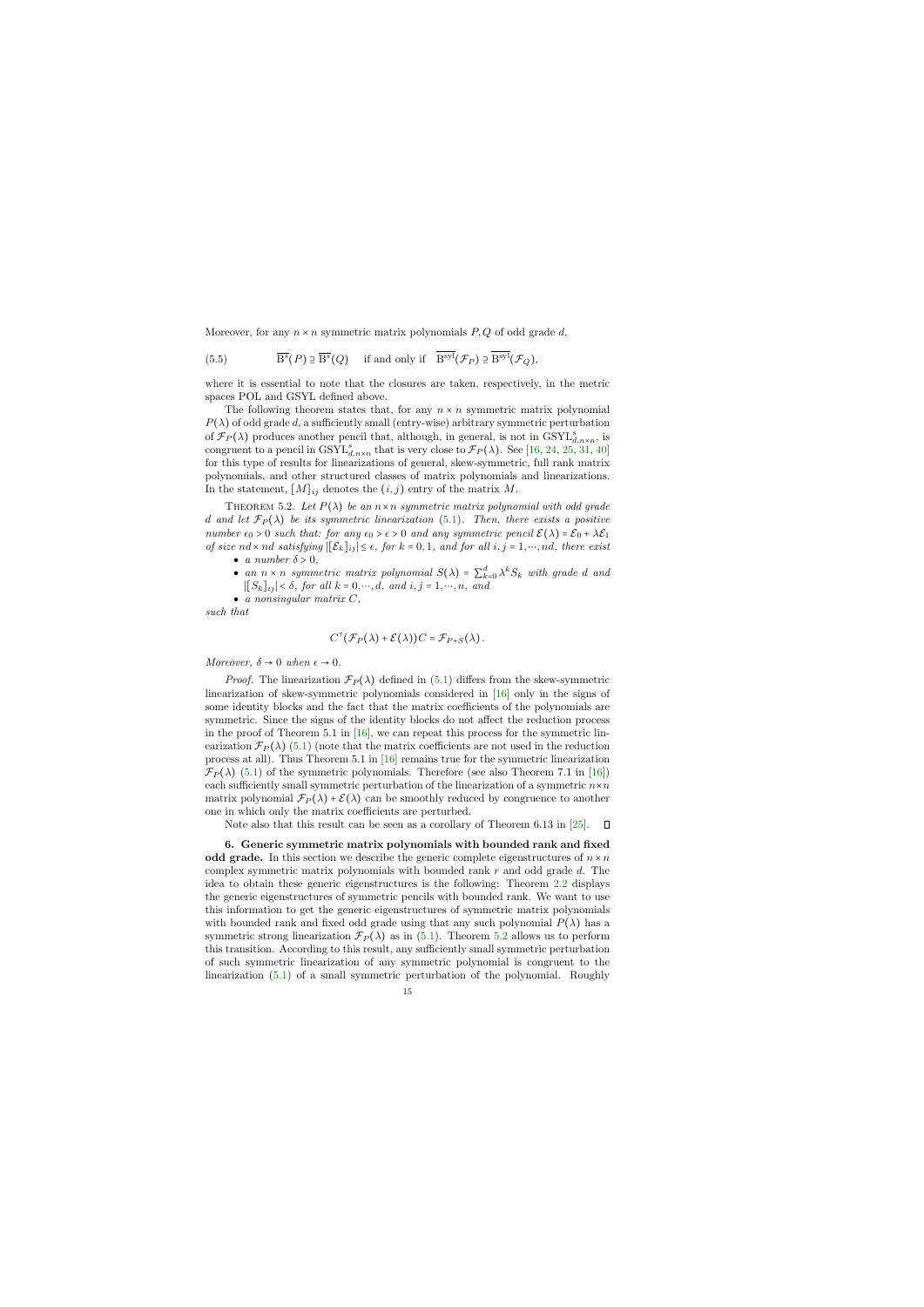Moreover, for any $n \times n$ symmetric matrix polynomials $P, Q$ of odd grade $d$,

$$\overline{\mathrm{B}^{\mathrm{s}}}(P) \supseteq \overline{\mathrm{B}^{\mathrm{s}}}(Q) \quad \text{if and only if} \quad \overline{\mathrm{B}^{\mathrm{syl}}}(\mathcal{F}_P) \supseteq \overline{\mathrm{B}^{\mathrm{syl}}}(\mathcal{F}_Q), \tag{5.5}$$

where it is essential to note that the closures are taken, respectively, in the metric spaces POL and GSYL defined above.

The following theorem states that, for any $n \times n$ symmetric matrix polynomial $P(\lambda)$ of odd grade $d$, a sufficiently small (entry-wise) arbitrary symmetric perturbation of $\mathcal{F}_P(\lambda)$ produces another pencil that, although, in general, is not in $\mathrm{GSYL}^{\mathrm{s}}_{d,n\times n}$, is congruent to a pencil in $\mathrm{GSYL}^{\mathrm{s}}_{d,n\times n}$ that is very close to $\mathcal{F}_P(\lambda)$. See [16, 24, 25, 31, 40] for this type of results for linearizations of general, skew-symmetric, full rank matrix polynomials, and other structured classes of matrix polynomials and linearizations. In the statement, $[M]_{ij}$ denotes the $(i,j)$ entry of the matrix $M$.

Theorem 5.2. *Let $P(\lambda)$ be an $n \times n$ symmetric matrix polynomial with odd grade $d$ and let $\mathcal{F}_P(\lambda)$ be its symmetric linearization (5.1). Then, there exists a positive number $\epsilon_0 > 0$ such that: for any $\epsilon_0 > \epsilon > 0$ and any symmetric pencil $\mathcal{E}(\lambda) = \mathcal{E}_0 + \lambda\mathcal{E}_1$ of size $nd \times nd$ satisfying $|[\mathcal{E}_k]_{ij}| \le \epsilon$, for $k = 0, 1$, and for all $i, j = 1, \cdots, nd$, there exist*

- *a number $\delta > 0$,*
- *an $n \times n$ symmetric matrix polynomial $S(\lambda) = \sum_{k=0}^{d} \lambda^k S_k$ with grade $d$ and $|[S_k]_{ij}| < \delta$, for all $k = 0, \cdots, d$, and $i, j = 1, \cdots, n$, and*
- *a nonsingular matrix $C$,*

*such that*

$$C^{\top}(\mathcal{F}_P(\lambda) + \mathcal{E}(\lambda))C = \mathcal{F}_{P+S}(\lambda).$$

*Moreover, $\delta \to 0$ when $\epsilon \to 0$.*

*Proof.* The linearization $\mathcal{F}_P(\lambda)$ defined in (5.1) differs from the skew-symmetric linearization of skew-symmetric polynomials considered in [16] only in the signs of some identity blocks and the fact that the matrix coefficients of the polynomials are symmetric. Since the signs of the identity blocks do not affect the reduction process in the proof of Theorem 5.1 in [16], we can repeat this process for the symmetric linearization $\mathcal{F}_P(\lambda)$ (5.1) (note that the matrix coefficients are not used in the reduction process at all). Thus Theorem 5.1 in [16] remains true for the symmetric linearization $\mathcal{F}_P(\lambda)$ (5.1) of the symmetric polynomials. Therefore (see also Theorem 7.1 in [16]) each sufficiently small symmetric perturbation of the linearization of a symmetric $n \times n$ matrix polynomial $\mathcal{F}_P(\lambda) + \mathcal{E}(\lambda)$ can be smoothly reduced by congruence to another one in which only the matrix coefficients are perturbed.

Note also that this result can be seen as a corollary of Theorem 6.13 in [25]. ∎

## 6. Generic symmetric matrix polynomials with bounded rank and fixed odd grade.

In this section we describe the generic complete eigenstructures of $n \times n$ complex symmetric matrix polynomials with bounded rank $r$ and odd grade $d$. The idea to obtain these generic eigenstructures is the following: Theorem 2.2 displays the generic eigenstructures of symmetric pencils with bounded rank. We want to use this information to get the generic eigenstructures of symmetric matrix polynomials with bounded rank and fixed odd grade using that any such polynomial $P(\lambda)$ has a symmetric strong linearization $\mathcal{F}_P(\lambda)$ as in (5.1). Theorem 5.2 allows us to perform this transition. According to this result, any sufficiently small symmetric perturbation of such symmetric linearization of any symmetric polynomial is congruent to the linearization (5.1) of a small symmetric perturbation of the polynomial. Roughly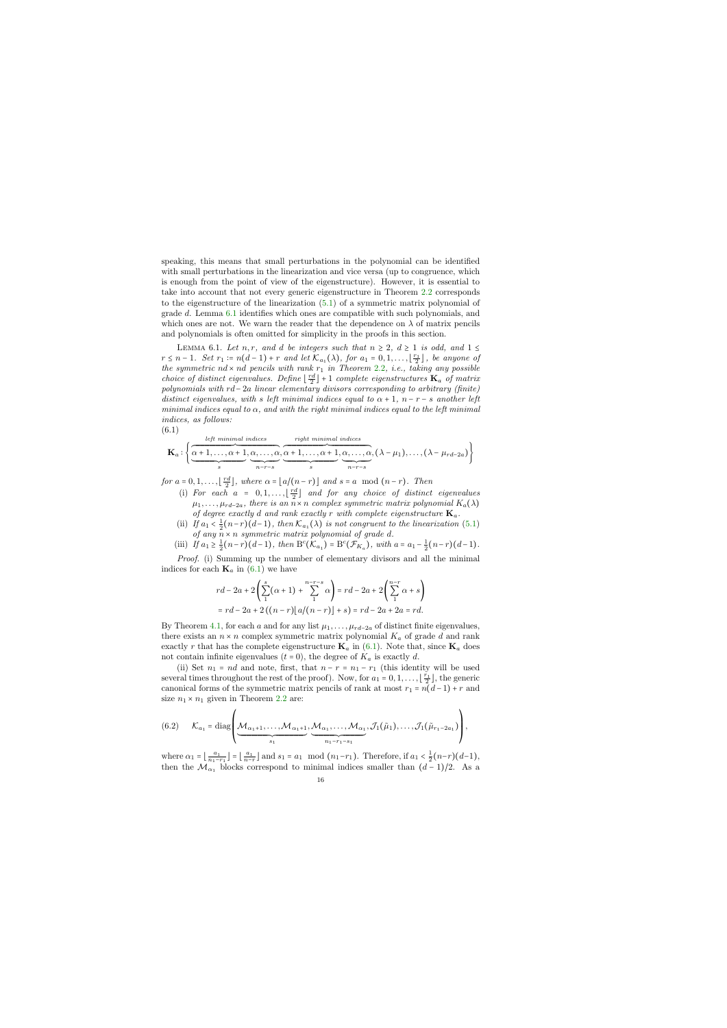speaking, this means that small perturbations in the polynomial can be identified with small perturbations in the linearization and vice versa (up to congruence, which is enough from the point of view of the eigenstructure). However, it is essential to take into account that not every generic eigenstructure in Theorem 2.2 corresponds to the eigenstructure of the linearization (5.1) of a symmetric matrix polynomial of grade $d$. Lemma 6.1 identifies which ones are compatible with such polynomials, and which ones are not. We warn the reader that the dependence on $\lambda$ of matrix pencils and polynomials is often omitted for simplicity in the proofs in this section.

LEMMA 6.1. *Let $n, r$, and $d$ be integers such that $n \geq 2$, $d \geq 1$ is odd, and $1 \leq r \leq n-1$. Set $r_1 := n(d-1) + r$ and let $\mathcal{K}_{a_1}(\lambda)$, for $a_1 = 0, 1, \ldots, \lfloor \frac{r_1}{2} \rfloor$, be anyone of the symmetric $nd \times nd$ pencils with rank $r_1$ in Theorem 2.2, i.e., taking any possible choice of distinct eigenvalues. Define $\lfloor \frac{rd}{2} \rfloor + 1$ complete eigenstructures $\mathbf{K}_a$ of matrix polynomials with $rd - 2a$ linear elementary divisors corresponding to arbitrary (finite) distinct eigenvalues, with $s$ left minimal indices equal to $\alpha + 1$, $n - r - s$ another left minimal indices equal to $\alpha$, and with the right minimal indices equal to the left minimal indices, as follows:*

(6.1)

$$
\mathbf{K}_a : \Bigg\{ \overbrace{\underbrace{\alpha+1, \ldots, \alpha+1}_{s}, \underbrace{\alpha, \ldots, \alpha}_{n-r-s}}^{\text{left minimal indsces}}, \overbrace{\underbrace{\alpha+1, \ldots, \alpha+1}_{s}, \underbrace{\alpha, \ldots, \alpha}_{n-r-s}}^{\text{right minimal indices}}, (\lambda - \mu_1), \ldots, (\lambda - \mu_{rd-2a}) \Bigg\}
$$

*for $a = 0, 1, \ldots, \lfloor \frac{rd}{2} \rfloor$, where $\alpha = \lfloor a/(n-r) \rfloor$ and $s = a \mod (n-r)$. Then*

(i) *For each $a = 0, 1, \ldots, \lfloor \frac{rd}{2} \rfloor$ and for any choice of distinct eigenvalues $\mu_1, \ldots, \mu_{rd-2a}$, there is an $n \times n$ complex symmetric matrix polynomial $K_a(\lambda)$ of degree exactly $d$ and rank exactly $r$ with complete eigenstructure $\mathbf{K}_a$.*

(ii) *If $a_1 < \frac{1}{2}(n-r)(d-1)$, then $\mathcal{K}_{a_1}(\lambda)$ is not congruent to the linearization (5.1) of any $n \times n$ symmetric matrix polynomial of grade $d$.*

(iii) *If $a_1 \geq \frac{1}{2}(n-r)(d-1)$, then $\mathrm{B}^c(\mathcal{K}_{a_1}) = \mathrm{B}^c(\mathcal{F}_{K_a})$, with $a = a_1 - \frac{1}{2}(n-r)(d-1)$.*

*Proof.* (i) Summing up the number of elementary divisors and all the minimal indices for each $\mathbf{K}_a$ in (6.1) we have

$$
\begin{aligned}
rd - 2a + 2\left( \sum_{1}^{s} (\alpha + 1) + \sum_{1}^{n-r-s} \alpha \right) &= rd - 2a + 2\left( \sum_{1}^{n-r} \alpha + s \right) \\
&= rd - 2a + 2\left( (n-r)\lfloor a/(n-r) \rfloor + s \right) = rd - 2a + 2a = rd.
\end{aligned}
$$

By Theorem 4.1, for each $a$ and for any list $\mu_1, \ldots, \mu_{rd-2a}$ of distinct finite eigenvalues, there exists an $n \times n$ complex symmetric matrix polynomial $K_a$ of grade $d$ and rank exactly $r$ that has the complete eigenstructure $\mathbf{K}_a$ in (6.1). Note that, since $\mathbf{K}_a$ does not contain infinite eigenvalues ($t = 0$), the degree of $K_a$ is exactly $d$.

(ii) Set $n_1 = nd$ and note, first, that $n - r = n_1 - r_1$ (this identity will be used several times throughout the rest of the proof). Now, for $a_1 = 0, 1, \ldots, \lfloor \frac{r_1}{2} \rfloor$, the generic canonical forms of the symmetric matrix pencils of rank at most $r_1 = n(d-1) + r$ and size $n_1 \times n_1$ given in Theorem 2.2 are:

$$
(6.2) \qquad \mathcal{K}_{a_1} = \operatorname{diag}\left( \underbrace{\mathcal{M}_{\alpha_1+1}, \ldots, \mathcal{M}_{\alpha_1+1}}_{s_1}, \underbrace{\mathcal{M}_{\alpha_1}, \ldots, \mathcal{M}_{\alpha_1}}_{n_1-r_1-s_1}, \mathcal{J}_1(\tilde{\mu}_1), \ldots, \mathcal{J}_1(\tilde{\mu}_{r_1-2a_1}) \right),
$$

where $\alpha_1 = \lfloor \frac{a_1}{n_1-r_1} \rfloor = \lfloor \frac{a_1}{n-r} \rfloor$ and $s_1 = a_1 \mod (n_1 - r_1)$. Therefore, if $a_1 < \frac{1}{2}(n-r)(d-1)$, then the $\mathcal{M}_{\alpha_1}$ blocks correspond to minimal indices smaller than $(d-1)/2$. As a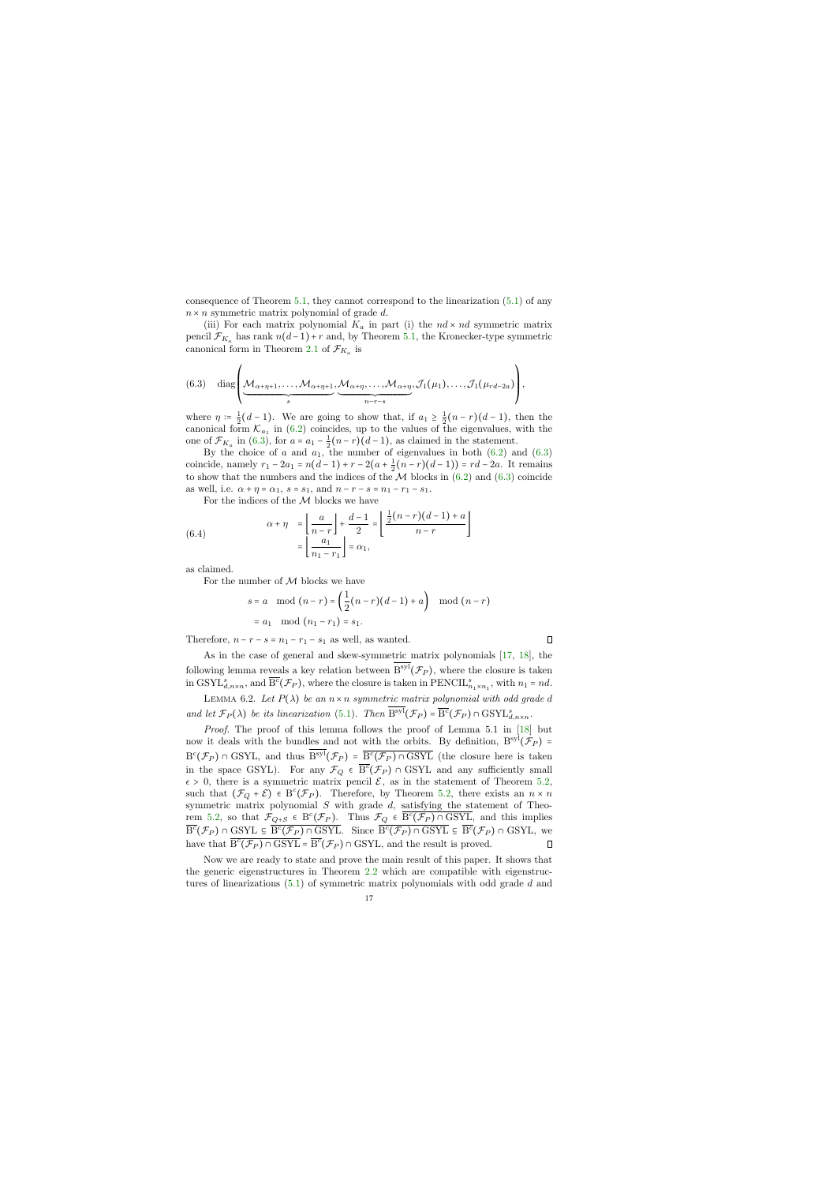consequence of Theorem 5.1, they cannot correspond to the linearization (5.1) of any $n \times n$ symmetric matrix polynomial of grade $d$.

(iii) For each matrix polynomial $K_a$ in part (i) the $nd \times nd$ symmetric matrix pencil $\mathcal{F}_{K_a}$ has rank $n(d-1)+r$ and, by Theorem 5.1, the Kronecker-type symmetric canonical form in Theorem 2.1 of $\mathcal{F}_{K_a}$ is

$$
(6.3) \quad \operatorname{diag}\left(\underbrace{\mathcal{M}_{\alpha+\eta+1},\ldots,\mathcal{M}_{\alpha+\eta+1}}_{s},\underbrace{\mathcal{M}_{\alpha+\eta},\ldots,\mathcal{M}_{\alpha+\eta}}_{n-r-s},\mathcal{J}_1(\mu_1),\ldots,\mathcal{J}_1(\mu_{rd-2a})\right),
$$

where $\eta := \frac{1}{2}(d-1)$. We are going to show that, if $a_1 \geq \frac{1}{2}(n-r)(d-1)$, then the canonical form $\mathcal{K}_{a_1}$ in (6.2) coincides, up to the values of the eigenvalues, with the one of $\mathcal{F}_{K_a}$ in (6.3), for $a = a_1 - \frac{1}{2}(n-r)(d-1)$, as claimed in the statement.

By the choice of $a$ and $a_1$, the number of eigenvalues in both (6.2) and (6.3) coincide, namely $r_1 - 2a_1 = n(d-1) + r - 2(a + \frac{1}{2}(n-r)(d-1)) = rd - 2a$. It remains to show that the numbers and the indices of the $\mathcal{M}$ blocks in (6.2) and (6.3) coincide as well, i.e. $\alpha + \eta = \alpha_1$, $s = s_1$, and $n - r - s = n_1 - r_1 - s_1$.

For the indices of the $\mathcal{M}$ blocks we have

$$
(6.4) \qquad \begin{aligned} \alpha + \eta &= \left\lfloor \frac{a}{n-r} \right\rfloor + \frac{d-1}{2} = \left\lfloor \frac{\frac{1}{2}(n-r)(d-1)+a}{n-r} \right\rfloor \\ &= \left\lfloor \frac{a_1}{n_1 - r_1} \right\rfloor = \alpha_1, \end{aligned}
$$

as claimed.

For the number of $\mathcal{M}$ blocks we have

$$
\begin{aligned} s &= a \mod (n-r) = \left(\frac{1}{2}(n-r)(d-1)+a\right) \mod (n-r) \\ &= a_1 \mod (n_1 - r_1) = s_1. \end{aligned}
$$

Therefore, $n - r - s = n_1 - r_1 - s_1$ as well, as wanted. ∎

As in the case of general and skew-symmetric matrix polynomials [17, 18], the following lemma reveals a key relation between $\overline{\mathrm{B}^{\mathrm{syl}}}(\mathcal{F}_P)$, where the closure is taken in $\mathrm{GSYL}^s_{d,n\times n}$, and $\overline{\mathrm{B}^{\mathrm{c}}}(\mathcal{F}_P)$, where the closure is taken in $\mathrm{PENCIL}^s_{n_1\times n_1}$, with $n_1 = nd$.

Lemma 6.2. *Let $P(\lambda)$ be an $n\times n$ symmetric matrix polynomial with odd grade $d$ and let $\mathcal{F}_P(\lambda)$ be its linearization (5.1). Then $\overline{\mathrm{B}^{\mathrm{syl}}}(\mathcal{F}_P) = \overline{\mathrm{B}^{\mathrm{c}}}(\mathcal{F}_P) \cap \mathrm{GSYL}^s_{d,n\times n}$.*

*Proof.* The proof of this lemma follows the proof of Lemma 5.1 in [18] but now it deals with the bundles and not with the orbits. By definition, $\mathrm{B}^{\mathrm{syl}}(\mathcal{F}_P) = \mathrm{B}^{\mathrm{c}}(\mathcal{F}_P) \cap \mathrm{GSYL}$, and thus $\overline{\mathrm{B}^{\mathrm{syl}}}(\mathcal{F}_P) = \overline{\mathrm{B}^{\mathrm{c}}(\mathcal{F}_P) \cap \mathrm{GSYL}}$ (the closure here is taken in the space GSYL). For any $\mathcal{F}_Q \in \overline{\mathrm{B}^{\mathrm{c}}}(\mathcal{F}_P) \cap \mathrm{GSYL}$ and any sufficiently small $\epsilon > 0$, there is a symmetric matrix pencil $\mathcal{E}$, as in the statement of Theorem 5.2, such that $(\mathcal{F}_Q + \mathcal{E}) \in \mathrm{B}^{\mathrm{c}}(\mathcal{F}_P)$. Therefore, by Theorem 5.2, there exists an $n \times n$ symmetric matrix polynomial $S$ with grade $d$, satisfying the statement of Theorem 5.2, so that $\mathcal{F}_{Q+S} \in \mathrm{B}^{\mathrm{c}}(\mathcal{F}_P)$. Thus $\mathcal{F}_Q \in \overline{\mathrm{B}^{\mathrm{c}}(\mathcal{F}_P) \cap \mathrm{GSYL}}$, and this implies $\overline{\mathrm{B}^{\mathrm{c}}}(\mathcal{F}_P) \cap \mathrm{GSYL} \subseteq \overline{\mathrm{B}^{\mathrm{c}}(\mathcal{F}_P) \cap \mathrm{GSYL}}$. Since $\overline{\mathrm{B}^{\mathrm{c}}(\mathcal{F}_P) \cap \mathrm{GSYL}} \subseteq \overline{\mathrm{B}^{\mathrm{c}}}(\mathcal{F}_P) \cap \mathrm{GSYL}$, we have that $\overline{\mathrm{B}^{\mathrm{c}}(\mathcal{F}_P) \cap \mathrm{GSYL}} = \overline{\mathrm{B}^{\mathrm{c}}}(\mathcal{F}_P) \cap \mathrm{GSYL}$, and the result is proved. ∎

Now we are ready to state and prove the main result of this paper. It shows that the generic eigenstructures in Theorem 2.2 which are compatible with eigenstructures of linearizations (5.1) of symmetric matrix polynomials with odd grade $d$ and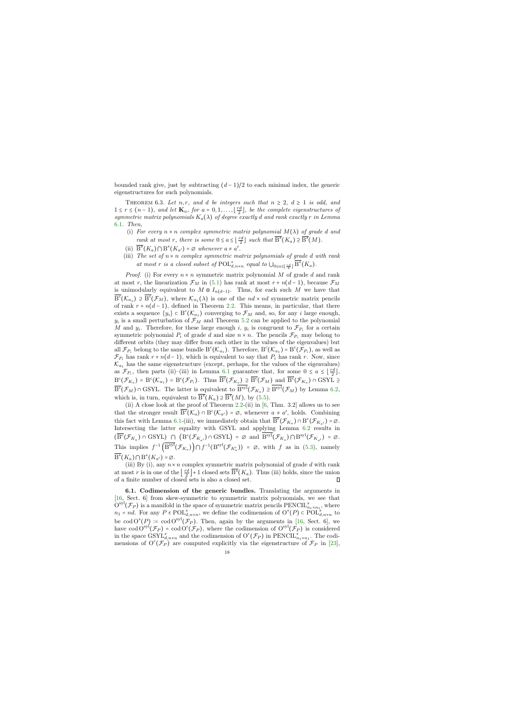bounded rank give, just by subtracting $(d-1)/2$ to each minimal index, the generic eigenstructures for such polynomials.

THEOREM 6.3. *Let $n, r$, and $d$ be integers such that $n \geq 2$, $d \geq 1$ is odd, and $1 \leq r \leq (n-1)$, and let $\mathbf{K}_a$, for $a = 0, 1, \ldots, \lfloor \frac{rd}{2} \rfloor$, be the complete eigenstructures of symmetric matrix polynomials $K_a(\lambda)$ of degree exactly $d$ and rank exactly $r$ in Lemma 6.1. Then,*

- (i) *For every $n \times n$ complex symmetric matrix polynomial $M(\lambda)$ of grade $d$ and rank at most $r$, there is some $0 \leq a \leq \lfloor \frac{rd}{2} \rfloor$ such that $\overline{\mathrm{B}^s}(K_a) \supseteq \overline{\mathrm{B}^s}(M)$.*
- (ii) *$\overline{\mathrm{B}^s}(K_a) \bigcap \mathrm{B}^s(K_{a'}) = \varnothing$ whenever $a \neq a'$.*
- (iii) *The set of $n \times n$ complex symmetric matrix polynomials of grade $d$ with rank at most $r$ is a closed subset of $\mathrm{POL}^s_{d,n\times n}$ equal to $\bigcup_{0 \leq a \leq \lfloor \frac{rd}{2} \rfloor} \overline{\mathrm{B}^s}(K_a)$.*

*Proof.* (i) For every $n \times n$ symmetric matrix polynomial $M$ of grade $d$ and rank at most $r$, the linearization $\mathcal{F}_M$ in (5.1) has rank at most $r + n(d-1)$, because $\mathcal{F}_M$ is unimodularly equivalent to $M \oplus I_{n(d-1)}$. Thus, for each such $M$ we have that $\overline{\mathrm{B}^c}(\mathcal{K}_{a_1}) \supseteq \overline{\mathrm{B}^c}(\mathcal{F}_M)$, where $\mathcal{K}_{a_1}(\lambda)$ is one of the $nd \times nd$ symmetric matrix pencils of rank $r + n(d-1)$, defined in Theorem 2.2. This means, in particular, that there exists a sequence $\{y_i\} \subset \mathrm{B}^c(\mathcal{K}_{a_1})$ converging to $\mathcal{F}_M$ and, so, for any $i$ large enough, $y_i$ is a small perturbation of $\mathcal{F}_M$ and Theorem 5.2 can be applied to the polynomial $M$ and $y_i$. Therefore, for these large enough $i$, $y_i$ is congruent to $\mathcal{F}_{P_i}$ for a certain symmetric polynomial $P_i$ of grade $d$ and size $n \times n$. The pencils $\mathcal{F}_{P_i}$ may belong to different orbits (they may differ from each other in the values of the eigenvalues) but all $\mathcal{F}_{P_i}$ belong to the same bundle $\mathrm{B}^c(\mathcal{K}_{a_1})$. Therefore, $\mathrm{B}^c(\mathcal{K}_{a_1}) = \mathrm{B}^c(\mathcal{F}_{P_i})$, as well as $\mathcal{F}_{P_i}$ has rank $r + n(d-1)$, which is equivalent to say that $P_i$ has rank $r$. Now, since $\mathcal{K}_{a_1}$ has the same eigenstructure (except, perhaps, for the values of the eigenvalues) as $\mathcal{F}_{P_i}$, then parts (ii)–(iii) in Lemma 6.1 guarantee that, for some $0 \leq a \leq \lfloor \frac{rd}{2} \rfloor$, $\mathrm{B}^c(\mathcal{F}_{K_a}) = \mathrm{B}^c(\mathcal{K}_{a_1}) = \mathrm{B}^c(\mathcal{F}_{P_i})$. Thus $\overline{\mathrm{B}^c}(\mathcal{F}_{K_a}) \supseteq \overline{\mathrm{B}^c}(\mathcal{F}_M)$ and $\overline{\mathrm{B}^c}(\mathcal{F}_{K_a}) \cap \mathrm{GSYL} \supseteq \overline{\mathrm{B}^c}(\mathcal{F}_M) \cap \mathrm{GSYL}$. The latter is equivalent to $\overline{\mathrm{B}^{\mathrm{syl}}}(\mathcal{F}_{K_a}) \supseteq \overline{\mathrm{B}^{\mathrm{syl}}}(\mathcal{F}_M)$ by Lemma 6.2, which is, in turn, equivalent to $\overline{\mathrm{B}^s}(K_a) \supseteq \overline{\mathrm{B}^s}(M)$, by (5.5).

(ii) A close look at the proof of Theorem 2.2-(ii) in [6, Thm. 3.2] allows us to see that the stronger result $\overline{\mathrm{B}^c}(\mathcal{K}_a) \cap \mathrm{B}^c(\mathcal{K}_{a'}) = \varnothing$, whenever $a \neq a'$, holds. Combining this fact with Lemma 6.1-(iii), we immediately obtain that $\overline{\mathrm{B}^c}(\mathcal{F}_{K_a}) \cap \mathrm{B}^c(\mathcal{F}_{K_{a'}}) = \varnothing$. Intersecting the latter equality with GSYL and applying Lemma 6.2 results in $\left(\overline{\mathrm{B}^c}(\mathcal{F}_{K_a}) \cap \mathrm{GSYL}\right) \bigcap \left(\mathrm{B}^c(\mathcal{F}_{K_{a'}}) \cap \mathrm{GSYL}\right) = \varnothing$ and $\overline{\mathrm{B}^{\mathrm{syl}}}(\mathcal{F}_{K_a}) \bigcap \mathrm{B}^{\mathrm{syl}}(\mathcal{F}_{K_{a'}}) = \varnothing$. This implies $f^{-1}\left(\overline{\mathrm{B}^{\mathrm{syl}}}(\mathcal{F}_{K_a})\right) \bigcap f^{-1}(\mathrm{B}^{\mathrm{syl}}(\mathcal{F}_{K'_a})) = \varnothing$, with $f$ as in (5.3), namely $\overline{\mathrm{B}^s}(K_a) \bigcap \mathrm{B}^s(K_{a'}) = \varnothing$.

(iii) By (i), any $n \times n$ complex symmetric matrix polynomial of grade $d$ with rank at most $r$ is in one of the $\lfloor \frac{rd}{2} \rfloor + 1$ closed sets $\overline{\mathrm{B}^s}(K_a)$. Thus (iii) holds, since the union of a finite number of closed sets is also a closed set. ◻

**6.1. Codimension of the generic bundles.** Translating the arguments in [16, Sect. 6] from skew-symmetric to symmetric matrix polynomials, we see that $\mathrm{O}^{\mathrm{syl}}(\mathcal{F}_P)$ is a manifold in the space of symmetric matrix pencils $\mathrm{PENCIL}^s_{n_1\times n_1}$, where $n_1 = nd$. For any $P \in \mathrm{POL}^s_{d,n\times n}$, we define the codimension of $\mathrm{O}^s(P) \subset \mathrm{POL}^s_{d,n\times n}$ to be $\operatorname{cod} \mathrm{O}^s(P) := \operatorname{cod} \mathrm{O}^{\mathrm{syl}}(\mathcal{F}_P)$. Then, again by the arguments in [16, Sect. 6], we have $\operatorname{cod} \mathrm{O}^{\mathrm{syl}}(\mathcal{F}_P) = \operatorname{cod} \mathrm{O}^c(\mathcal{F}_P)$, where the codimension of $\mathrm{O}^{\mathrm{syl}}(\mathcal{F}_P)$ is considered in the space $\mathrm{GSYL}^s_{d,n\times n}$ and the codimension of $\mathrm{O}^c(\mathcal{F}_P)$ in $\mathrm{PENCIL}^s_{n_1\times n_1}$. The codimensions of $\mathrm{O}^c(\mathcal{F}_P)$ are computed explicitly via the eigenstructure of $\mathcal{F}_P$ in [23],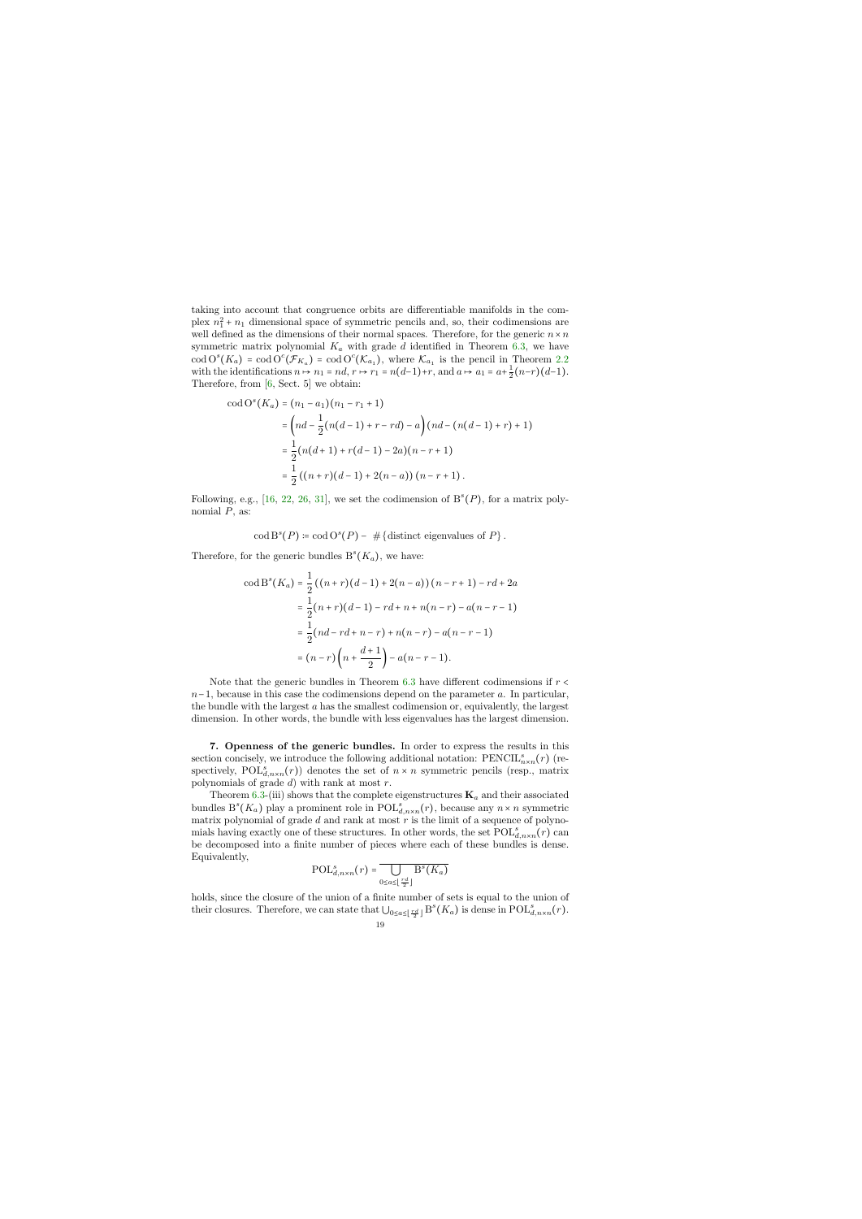taking into account that congruence orbits are differentiable manifolds in the complex $n_1^2 + n_1$ dimensional space of symmetric pencils and, so, their codimensions are well defined as the dimensions of their normal spaces. Therefore, for the generic $n \times n$ symmetric matrix polynomial $K_a$ with grade $d$ identified in Theorem 6.3, we have $\operatorname{cod} \mathrm{O}^s(K_a) = \operatorname{cod} \mathrm{O}^c(\mathcal{F}_{K_a}) = \operatorname{cod} \mathrm{O}^c(\mathcal{K}_{a_1})$, where $\mathcal{K}_{a_1}$ is the pencil in Theorem 2.2 with the identifications $n \mapsto n_1 = nd$, $r \mapsto r_1 = n(d-1)+r$, and $a \mapsto a_1 = a + \frac{1}{2}(n-r)(d-1)$. Therefore, from [6, Sect. 5] we obtain:

$$
\begin{aligned}
\operatorname{cod} \mathrm{O}^s(K_a) &= (n_1 - a_1)(n_1 - r_1 + 1) \\
&= \left( nd - \frac{1}{2}(n(d-1) + r - rd) - a \right) (nd - (n(d-1) + r) + 1) \\
&= \frac{1}{2}(n(d+1) + r(d-1) - 2a)(n - r + 1) \\
&= \frac{1}{2}\left((n+r)(d-1) + 2(n-a)\right)(n - r + 1).
\end{aligned}
$$

Following, e.g., [16, 22, 26, 31], we set the codimension of $\mathrm{B}^s(P)$, for a matrix polynomial $P$, as:

$$
\operatorname{cod} \mathrm{B}^s(P) := \operatorname{cod} \mathrm{O}^s(P) - \#\{\text{distinct eigenvalues of } P\}.
$$

Therefore, for the generic bundles $\mathrm{B}^s(K_a)$, we have:

$$
\begin{aligned}
\operatorname{cod} \mathrm{B}^s(K_a) &= \frac{1}{2}\left((n+r)(d-1) + 2(n-a)\right)(n - r + 1) - rd + 2a \\
&= \frac{1}{2}(n+r)(d-1) - rd + n + n(n-r) - a(n-r-1) \\
&= \frac{1}{2}(nd - rd + n - r) + n(n-r) - a(n-r-1) \\
&= (n-r)\left(n + \frac{d+1}{2}\right) - a(n-r-1).
\end{aligned}
$$

Note that the generic bundles in Theorem 6.3 have different codimensions if $r < n-1$, because in this case the codimensions depend on the parameter $a$. In particular, the bundle with the largest $a$ has the smallest codimension or, equivalently, the largest dimension. In other words, the bundle with less eigenvalues has the largest dimension.

## 7. Openness of the generic bundles.

In order to express the results in this section concisely, we introduce the following additional notation: $\mathrm{PENCIL}^s_{n\times n}(r)$ (respectively, $\mathrm{POL}^s_{d,n\times n}(r)$) denotes the set of $n \times n$ symmetric pencils (resp., matrix polynomials of grade $d$) with rank at most $r$.

Theorem 6.3-(iii) shows that the complete eigenstructures $\mathbf{K}_a$ and their associated bundles $\mathrm{B}^s(K_a)$ play a prominent role in $\mathrm{POL}^s_{d,n\times n}(r)$, because any $n \times n$ symmetric matrix polynomial of grade $d$ and rank at most $r$ is the limit of a sequence of polynomials having exactly one of these structures. In other words, the set $\mathrm{POL}^s_{d,n\times n}(r)$ can be decomposed into a finite number of pieces where each of these bundles is dense. Equivalently,

$$
\mathrm{POL}^s_{d,n\times n}(r) = \overline{\bigcup_{0 \le a \le \lfloor \frac{rd}{2} \rfloor} \mathrm{B}^s(K_a)}
$$

holds, since the closure of the union of a finite number of sets is equal to the union of their closures. Therefore, we can state that $\bigcup_{0 \le a \le \lfloor \frac{rd}{2} \rfloor} \mathrm{B}^s(K_a)$ is dense in $\mathrm{POL}^s_{d,n\times n}(r)$.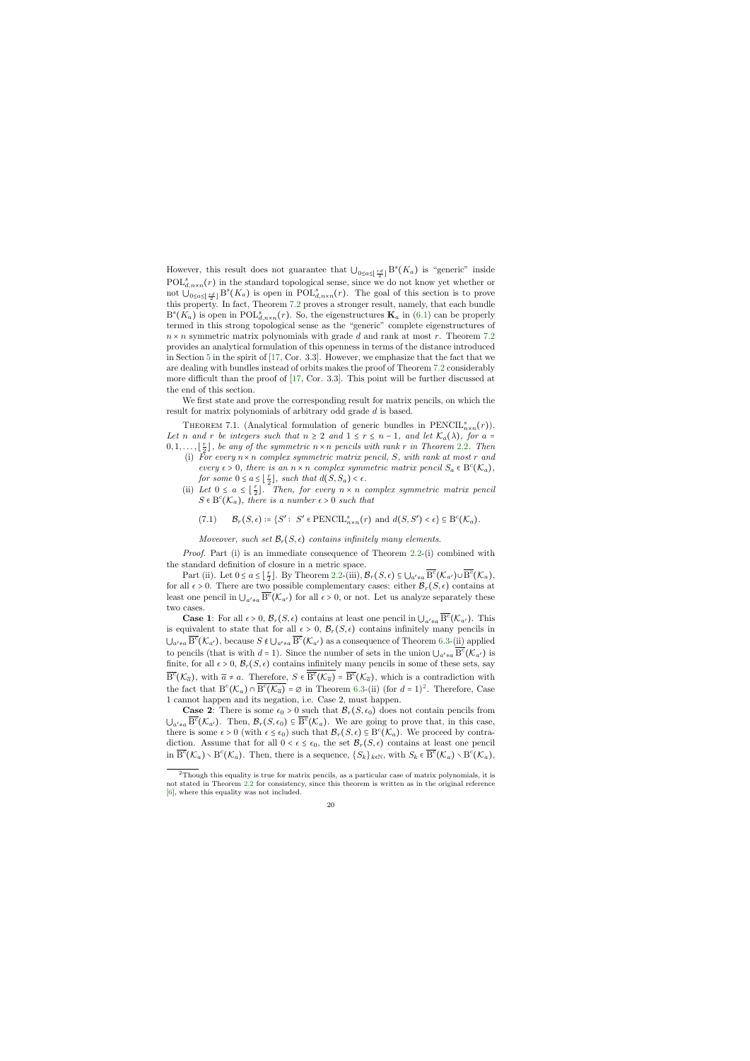However, this result does not guarantee that $\bigcup_{0\le a\le\lfloor\frac{rd}{2}\rfloor}\mathrm{B}^s(K_a)$ is "generic" inside $\mathrm{POL}^s_{d,n\times n}(r)$ in the standard topological sense, since we do not know yet whether or not $\bigcup_{0\le a\le\lfloor\frac{rd}{2}\rfloor}\mathrm{B}^s(K_a)$ is open in $\mathrm{POL}^s_{d,n\times n}(r)$. The goal of this section is to prove this property. In fact, Theorem 7.2 proves a stronger result, namely, that each bundle $\mathrm{B}^s(K_a)$ is open in $\mathrm{POL}^s_{d,n\times n}(r)$. So, the eigenstructures $\mathbf{K}_a$ in (6.1) can be properly termed in this strong topological sense as the "generic" complete eigenstructures of $n\times n$ symmetric matrix polynomials with grade $d$ and rank at most $r$. Theorem 7.2 provides an analytical formulation of this openness in terms of the distance introduced in Section 5 in the spirit of [17, Cor. 3.3]. However, we emphasize that the fact that we are dealing with bundles instead of orbits makes the proof of Theorem 7.2 considerably more difficult than the proof of [17, Cor. 3.3]. This point will be further discussed at the end of this section.

We first state and prove the corresponding result for matrix pencils, on which the result for matrix polynomials of arbitrary odd grade $d$ is based.

Theorem 7.1. (Analytical formulation of generic bundles in $\mathrm{PENCIL}^s_{n\times n}(r)$). *Let $n$ and $r$ be integers such that $n\ge 2$ and $1\le r\le n-1$, and let $\mathcal{K}_a(\lambda)$, for $a=0,1,\dots,\lfloor\frac{r}{2}\rfloor$, be any of the symmetric $n\times n$ pencils with rank $r$ in Theorem 2.2. Then*

(i) *For every $n\times n$ complex symmetric matrix pencil, $S$, with rank at most $r$ and every $\epsilon>0$, there is an $n\times n$ complex symmetric matrix pencil $S_a\in\mathrm{B}^c(\mathcal{K}_a)$, for some $0\le a\le\lfloor\frac{r}{2}\rfloor$, such that $d(S,S_a)<\epsilon$.*

(ii) *Let $0\le a\le\lfloor\frac{r}{2}\rfloor$. Then, for every $n\times n$ complex symmetric matrix pencil $S\in\mathrm{B}^c(\mathcal{K}_a)$, there is a number $\epsilon>0$ such that*

$$\mathcal{B}_r(S,\epsilon):=\{S':\ S'\in\mathrm{PENCIL}^s_{n\times n}(r)\ \text{and}\ d(S,S')<\epsilon\}\subseteq\mathrm{B}^c(\mathcal{K}_a). \tag{7.1}$$

*Moveover, such set $\mathcal{B}_r(S,\epsilon)$ contains infinitely many elements.*

*Proof.* Part (i) is an immediate consequence of Theorem 2.2-(i) combined with the standard definition of closure in a metric space.

Part (ii). Let $0\le a\le\lfloor\frac{r}{2}\rfloor$. By Theorem 2.2-(iii), $\mathcal{B}_r(S,\epsilon)\subseteq\bigcup_{a'\ne a}\overline{\mathrm{B}^c}(\mathcal{K}_{a'})\cup\overline{\mathrm{B}^c}(\mathcal{K}_a)$, for all $\epsilon>0$. There are two possible complementary cases: either $\mathcal{B}_r(S,\epsilon)$ contains at least one pencil in $\bigcup_{a'\ne a}\overline{\mathrm{B}^c}(\mathcal{K}_{a'})$ for all $\epsilon>0$, or not. Let us analyze separately these two cases.

**Case 1**: For all $\epsilon>0$, $\mathcal{B}_r(S,\epsilon)$ contains at least one pencil in $\bigcup_{a'\ne a}\overline{\mathrm{B}^c}(\mathcal{K}_{a'})$. This is equivalent to state that for all $\epsilon>0$, $\mathcal{B}_r(S,\epsilon)$ contains infinitely many pencils in $\bigcup_{a'\ne a}\overline{\mathrm{B}^c}(\mathcal{K}_{a'})$, because $S\notin\bigcup_{a'\ne a}\overline{\mathrm{B}^c}(\mathcal{K}_{a'})$ as a consequence of Theorem 6.3-(ii) applied to pencils (that is with $d=1$). Since the number of sets in the union $\bigcup_{a'\ne a}\overline{\mathrm{B}^c}(\mathcal{K}_{a'})$ is finite, for all $\epsilon>0$, $\mathcal{B}_r(S,\epsilon)$ contains infinitely many pencils in some of these sets, say $\overline{\mathrm{B}^c}(\mathcal{K}_{\overline{a}})$, with $\overline{a}\ne a$. Therefore, $S\in\overline{\overline{\mathrm{B}^c}(\mathcal{K}_{\overline{a}})}=\overline{\mathrm{B}^c}(\mathcal{K}_{\overline{a}})$, which is a contradiction with the fact that $\mathrm{B}^c(\mathcal{K}_a)\cap\overline{\mathrm{B}^c(\mathcal{K}_{\overline{a}})}=\varnothing$ in Theorem 6.3-(ii) (for $d=1$)[2]. Therefore, Case 1 cannot happen and its negation, i.e. Case 2, must happen.

**Case 2**: There is some $\epsilon_0>0$ such that $\mathcal{B}_r(S,\epsilon_0)$ does not contain pencils from $\bigcup_{a'\ne a}\overline{\mathrm{B}^c}(\mathcal{K}_{a'})$. Then, $\mathcal{B}_r(S,\epsilon_0)\subseteq\overline{\mathrm{B}^c}(\mathcal{K}_a)$. We are going to prove that, in this case, there is some $\epsilon>0$ (with $\epsilon\le\epsilon_0$) such that $\mathcal{B}_r(S,\epsilon)\subseteq\mathrm{B}^c(\mathcal{K}_a)$. We proceed by contradiction. Assume that for all $0<\epsilon\le\epsilon_0$, the set $\mathcal{B}_r(S,\epsilon)$ contains at least one pencil in $\overline{\mathrm{B}^c}(\mathcal{K}_a)\setminus\mathrm{B}^c(\mathcal{K}_a)$. Then, there is a sequence, $\{S_k\}_{k\in\mathbb{N}}$, with $S_k\in\overline{\mathrm{B}^c}(\mathcal{K}_a)\setminus\mathrm{B}^c(\mathcal{K}_a)$,

[2] Though this equality is true for matrix pencils, as a particular case of matrix polynomials, it is not stated in Theorem 2.2 for consistency, since this theorem is written as in the original reference [6], where this equality was not included.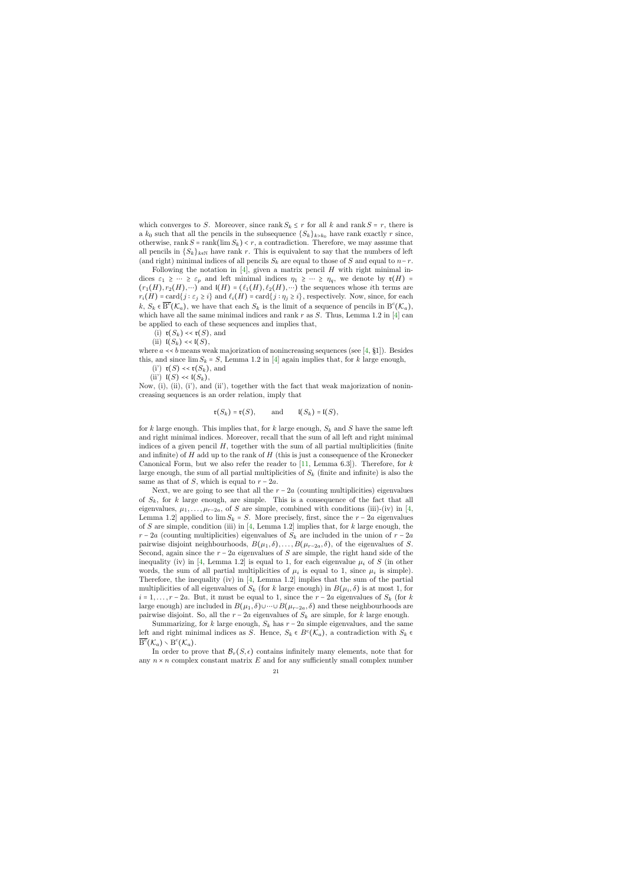which converges to $S$. Moreover, since $\operatorname{rank} S_k \leq r$ for all $k$ and $\operatorname{rank} S = r$, there is a $k_0$ such that all the pencils in the subsequence $\{S_k\}_{k > k_0}$ have rank exactly $r$ since, otherwise, $\operatorname{rank} S = \operatorname{rank}(\lim S_k) < r$, a contradiction. Therefore, we may assume that all pencils in $\{S_k\}_{k \in \mathbb{N}}$ have rank $r$. This is equivalent to say that the numbers of left (and right) minimal indices of all pencils $S_k$ are equal to those of $S$ and equal to $n - r$.

Following the notation in [4], given a matrix pencil $H$ with right minimal indices $\varepsilon_1 \geq \cdots \geq \varepsilon_p$ and left minimal indices $\eta_1 \geq \cdots \geq \eta_q$, we denote by $\mathfrak{r}(H) = (r_1(H), r_2(H), \cdots)$ and $\mathfrak{l}(H) = (\ell_1(H), \ell_2(H), \cdots)$ the sequences whose $i$th terms are $r_i(H) = \operatorname{card}\{j : \varepsilon_j \geq i\}$ and $\ell_i(H) = \operatorname{card}\{j : \eta_j \geq i\}$, respectively. Now, since, for each $k$, $S_k \in \overline{\mathrm{B}^c}(\mathcal{K}_a)$, we have that each $S_k$ is the limit of a sequence of pencils in $\mathrm{B}^c(\mathcal{K}_a)$, which have all the same minimal indices and rank $r$ as $S$. Thus, Lemma 1.2 in [4] can be applied to each of these sequences and implies that,

(i) $\mathfrak{r}(S_k) \prec\prec \mathfrak{r}(S)$, and

(ii) $\mathfrak{l}(S_k) \prec\prec \mathfrak{l}(S)$,

where $a \prec\prec b$ means weak majorization of nonincreasing sequences (see [4, §1]). Besides this, and since $\lim S_k = S$, Lemma 1.2 in [4] again implies that, for $k$ large enough,

(i') $\mathfrak{r}(S) \prec\prec \mathfrak{r}(S_k)$, and

(ii') $\mathfrak{l}(S) \prec\prec \mathfrak{l}(S_k)$,

Now, (i), (ii), (i'), and (ii'), together with the fact that weak majorization of nonincreasing sequences is an order relation, imply that

$$\mathfrak{r}(S_k) = \mathfrak{r}(S), \qquad \text{and} \qquad \mathfrak{l}(S_k) = \mathfrak{l}(S),$$

for $k$ large enough. This implies that, for $k$ large enough, $S_k$ and $S$ have the same left and right minimal indices. Moreover, recall that the sum of all left and right minimal indices of a given pencil $H$, together with the sum of all partial multiplicities (finite and infinite) of $H$ add up to the rank of $H$ (this is just a consequence of the Kronecker Canonical Form, but we also refer the reader to [11, Lemma 6.3]). Therefore, for $k$ large enough, the sum of all partial multiplicities of $S_k$ (finite and infinite) is also the same as that of $S$, which is equal to $r - 2a$.

Next, we are going to see that all the $r - 2a$ (counting multiplicities) eigenvalues of $S_k$, for $k$ large enough, are simple. This is a consequence of the fact that all eigenvalues, $\mu_1, \ldots, \mu_{r-2a}$, of $S$ are simple, combined with conditions (iii)-(iv) in [4, Lemma 1.2] applied to $\lim S_k = S$. More precisely, first, since the $r - 2a$ eigenvalues of $S$ are simple, condition (iii) in [4, Lemma 1.2] implies that, for $k$ large enough, the $r - 2a$ (counting multiplicities) eigenvalues of $S_k$ are included in the union of $r - 2a$ pairwise disjoint neighbourhoods, $B(\mu_1, \delta), \ldots, B(\mu_{r-2a}, \delta)$, of the eigenvalues of $S$. Second, again since the $r - 2a$ eigenvalues of $S$ are simple, the right hand side of the inequality (iv) in [4, Lemma 1.2] is equal to 1, for each eigenvalue $\mu_i$ of $S$ (in other words, the sum of all partial multiplicities of $\mu_i$ is equal to 1, since $\mu_i$ is simple). Therefore, the inequality (iv) in [4, Lemma 1.2] implies that the sum of the partial multiplicities of all eigenvalues of $S_k$ (for $k$ large enough) in $B(\mu_i, \delta)$ is at most 1, for $i = 1, \ldots, r - 2a$. But, it must be equal to 1, since the $r - 2a$ eigenvalues of $S_k$ (for $k$ large enough) are included in $B(\mu_1, \delta) \cup \cdots \cup B(\mu_{r-2a}, \delta)$ and these neighbourhoods are pairwise disjoint. So, all the $r - 2a$ eigenvalues of $S_k$ are simple, for $k$ large enough.

Summarizing, for $k$ large enough, $S_k$ has $r - 2a$ simple eigenvalues, and the same left and right minimal indices as $S$. Hence, $S_k \in B^c(\mathcal{K}_a)$, a contradiction with $S_k \in \overline{\mathrm{B}^c}(\mathcal{K}_a) \setminus \mathrm{B}^c(\mathcal{K}_a)$.

In order to prove that $\mathcal{B}_r(S, \epsilon)$ contains infinitely many elements, note that for any $n \times n$ complex constant matrix $E$ and for any sufficiently small complex number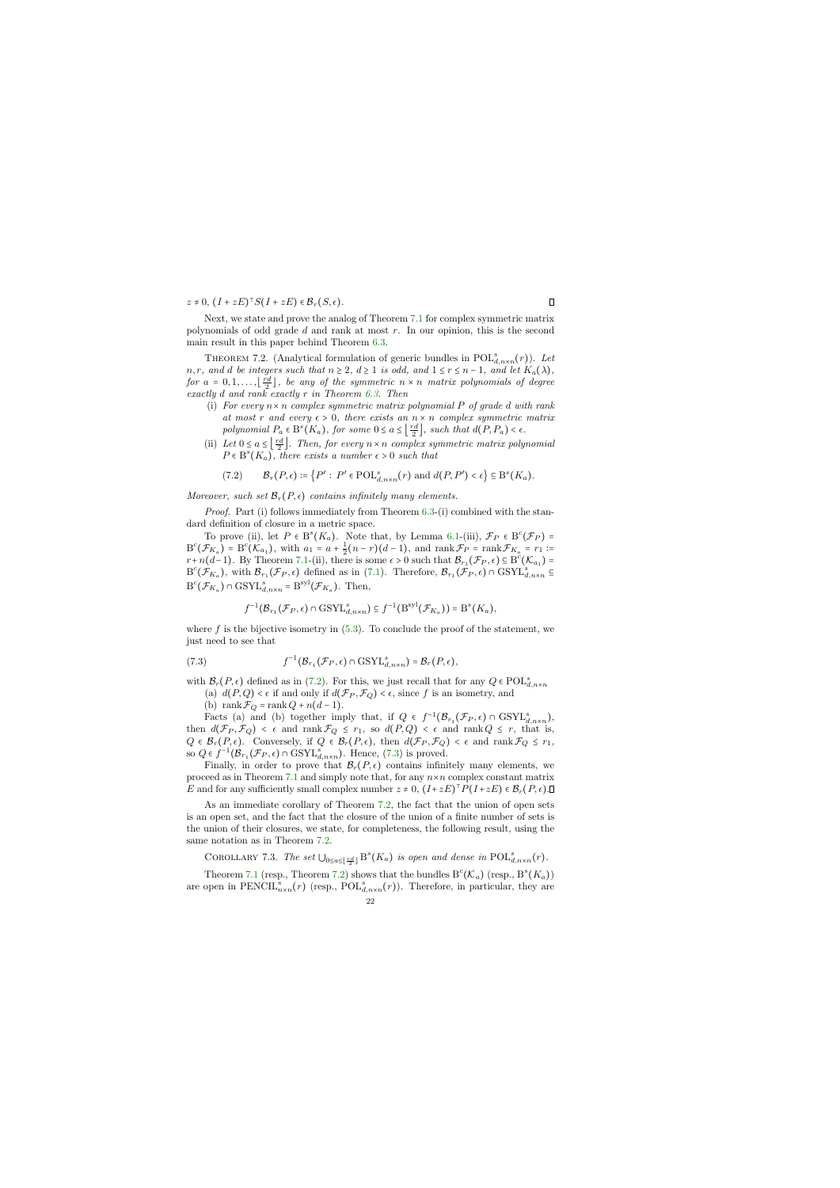$z \neq 0$, $(I + zE)^\top S(I + zE) \in \mathcal{B}_r(S, \epsilon)$. ∎

Next, we state and prove the analog of Theorem 7.1 for complex symmetric matrix polynomials of odd grade $d$ and rank at most $r$. In our opinion, this is the second main result in this paper behind Theorem 6.3.

THEOREM 7.2. (Analytical formulation of generic bundles in $\mathrm{POL}^s_{d,n\times n}(r)$). *Let $n, r$, and $d$ be integers such that $n \geq 2$, $d \geq 1$ is odd, and $1 \leq r \leq n-1$, and let $K_a(\lambda)$, for $a = 0, 1, \ldots, \lfloor \frac{rd}{2} \rfloor$, be any of the symmetric $n \times n$ matrix polynomials of degree exactly $d$ and rank exactly $r$ in Theorem 6.3. Then*

(i) *For every $n \times n$ complex symmetric matrix polynomial $P$ of grade $d$ with rank at most $r$ and every $\epsilon > 0$, there exists an $n \times n$ complex symmetric matrix polynomial $P_a \in \mathrm{B}^s(K_a)$, for some $0 \leq a \leq \lfloor \frac{rd}{2} \rfloor$, such that $d(P, P_a) < \epsilon$.*

(ii) *Let $0 \leq a \leq \lfloor \frac{rd}{2} \rfloor$. Then, for every $n \times n$ complex symmetric matrix polynomial $P \in \mathrm{B}^s(K_a)$, there exists a number $\epsilon > 0$ such that*

$$\mathcal{B}_r(P, \epsilon) := \left\{ P' : P' \in \mathrm{POL}^s_{d,n\times n}(r) \text{ and } d(P, P') < \epsilon \right\} \subseteq \mathrm{B}^s(K_a). \tag{7.2}$$

*Moreover, such set $\mathcal{B}_r(P, \epsilon)$ contains infinitely many elements.*

*Proof.* Part (i) follows immediately from Theorem 6.3-(i) combined with the standard definition of closure in a metric space.

To prove (ii), let $P \in \mathrm{B}^s(K_a)$. Note that, by Lemma 6.1-(iii), $\mathcal{F}_P \in \mathrm{B}^c(\mathcal{F}_P) = \mathrm{B}^c(\mathcal{F}_{K_a}) = \mathrm{B}^c(\mathcal{K}_{a_1})$, with $a_1 = a + \frac{1}{2}(n-r)(d-1)$, and $\operatorname{rank} \mathcal{F}_P = \operatorname{rank} \mathcal{F}_{K_a} = r_1 := r + n(d-1)$. By Theorem 7.1-(ii), there is some $\epsilon > 0$ such that $\mathcal{B}_{r_1}(\mathcal{F}_P, \epsilon) \subseteq \mathrm{B}^c(\mathcal{K}_{a_1}) = \mathrm{B}^c(\mathcal{F}_{K_a})$, with $\mathcal{B}_{r_1}(\mathcal{F}_P, \epsilon)$ defined as in (7.1). Therefore, $\mathcal{B}_{r_1}(\mathcal{F}_P, \epsilon) \cap \mathrm{GSYL}^s_{d,n\times n} \subseteq \mathrm{B}^c(\mathcal{F}_{K_a}) \cap \mathrm{GSYL}^s_{d,n\times n} = \mathrm{B}^{\mathrm{syl}}(\mathcal{F}_{K_a})$. Then,

$$f^{-1}(\mathcal{B}_{r_1}(\mathcal{F}_P, \epsilon) \cap \mathrm{GSYL}^s_{d,n\times n}) \subseteq f^{-1}(\mathrm{B}^{\mathrm{syl}}(\mathcal{F}_{K_a})) = \mathrm{B}^s(K_a),$$

where $f$ is the bijective isometry in (5.3). To conclude the proof of the statement, we just need to see that

$$f^{-1}(\mathcal{B}_{r_1}(\mathcal{F}_P, \epsilon) \cap \mathrm{GSYL}^s_{d,n\times n}) = \mathcal{B}_r(P, \epsilon), \tag{7.3}$$

with $\mathcal{B}_r(P, \epsilon)$ defined as in (7.2). For this, we just recall that for any $Q \in \mathrm{POL}^s_{d,n\times n}$

(a) $d(P, Q) < \epsilon$ if and only if $d(\mathcal{F}_P, \mathcal{F}_Q) < \epsilon$, since $f$ is an isometry, and

(b) $\operatorname{rank} \mathcal{F}_Q = \operatorname{rank} Q + n(d-1)$.

Facts (a) and (b) together imply that, if $Q \in f^{-1}(\mathcal{B}_{r_1}(\mathcal{F}_P, \epsilon) \cap \mathrm{GSYL}^s_{d,n\times n})$, then $d(\mathcal{F}_P, \mathcal{F}_Q) < \epsilon$ and $\operatorname{rank} \mathcal{F}_Q \leq r_1$, so $d(P, Q) < \epsilon$ and $\operatorname{rank} Q \leq r$, that is, $Q \in \mathcal{B}_r(P, \epsilon)$. Conversely, if $Q \in \mathcal{B}_r(P, \epsilon)$, then $d(\mathcal{F}_P, \mathcal{F}_Q) < \epsilon$ and $\operatorname{rank} \mathcal{F}_Q \leq r_1$, so $Q \in f^{-1}(\mathcal{B}_{r_1}(\mathcal{F}_P, \epsilon) \cap \mathrm{GSYL}^s_{d,n\times n})$. Hence, (7.3) is proved.

Finally, in order to prove that $\mathcal{B}_r(P, \epsilon)$ contains infinitely many elements, we proceed as in Theorem 7.1 and simply note that, for any $n\times n$ complex constant matrix $E$ and for any sufficiently small complex number $z \neq 0$, $(I + zE)^\top P(I + zE) \in \mathcal{B}_r(P, \epsilon)$. ∎

As an immediate corollary of Theorem 7.2, the fact that the union of open sets is an open set, and the fact that the closure of the union of a finite number of sets is the union of their closures, we state, for completeness, the following result, using the same notation as in Theorem 7.2.

COROLLARY 7.3. *The set $\bigcup_{0 \leq a \leq \lfloor \frac{rd}{2} \rfloor} \mathrm{B}^s(K_a)$ is open and dense in $\mathrm{POL}^s_{d,n\times n}(r)$.*

Theorem 7.1 (resp., Theorem 7.2) shows that the bundles $\mathrm{B}^c(\mathcal{K}_a)$ (resp., $\mathrm{B}^s(K_a)$) are open in $\mathrm{PENCIL}^s_{n\times n}(r)$ (resp., $\mathrm{POL}^s_{d,n\times n}(r)$). Therefore, in particular, they are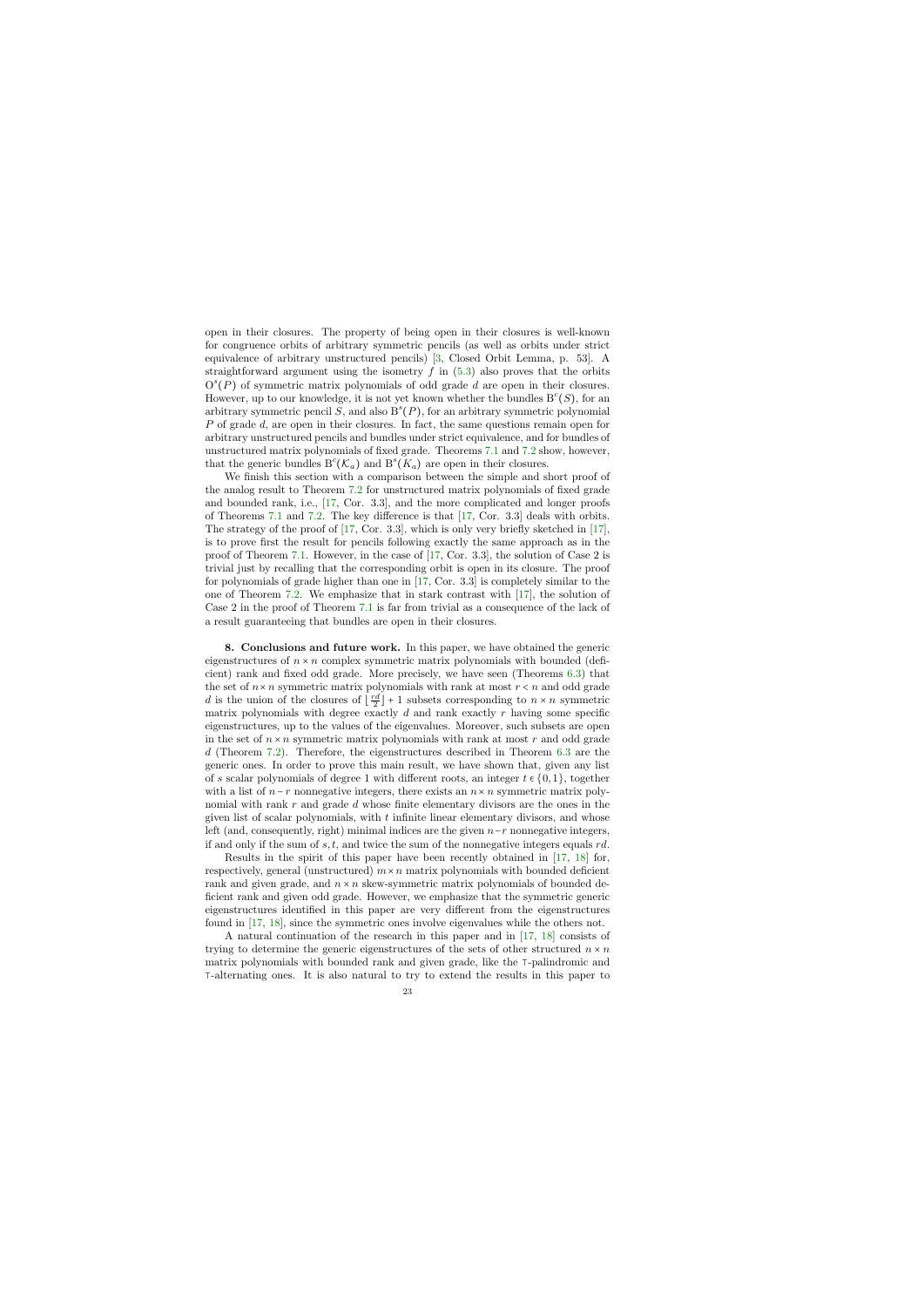open in their closures. The property of being open in their closures is well-known for congruence orbits of arbitrary symmetric pencils (as well as orbits under strict equivalence of arbitrary unstructured pencils) [3, Closed Orbit Lemma, p. 53]. A straightforward argument using the isometry $f$ in (5.3) also proves that the orbits $\mathrm{O}^s(P)$ of symmetric matrix polynomials of odd grade $d$ are open in their closures. However, up to our knowledge, it is not yet known whether the bundles $\mathrm{B}^c(S)$, for an arbitrary symmetric pencil $S$, and also $\mathrm{B}^s(P)$, for an arbitrary symmetric polynomial $P$ of grade $d$, are open in their closures. In fact, the same questions remain open for arbitrary unstructured pencils and bundles under strict equivalence, and for bundles of unstructured matrix polynomials of fixed grade. Theorems 7.1 and 7.2 show, however, that the generic bundles $\mathrm{B}^c(\mathcal{K}_a)$ and $\mathrm{B}^s(K_a)$ are open in their closures.

We finish this section with a comparison between the simple and short proof of the analog result to Theorem 7.2 for unstructured matrix polynomials of fixed grade and bounded rank, i.e., [17, Cor. 3.3], and the more complicated and longer proofs of Theorems 7.1 and 7.2. The key difference is that [17, Cor. 3.3] deals with orbits. The strategy of the proof of [17, Cor. 3.3], which is only very briefly sketched in [17], is to prove first the result for pencils following exactly the same approach as in the proof of Theorem 7.1. However, in the case of [17, Cor. 3.3], the solution of Case 2 is trivial just by recalling that the corresponding orbit is open in its closure. The proof for polynomials of grade higher than one in [17, Cor. 3.3] is completely similar to the one of Theorem 7.2. We emphasize that in stark contrast with [17], the solution of Case 2 in the proof of Theorem 7.1 is far from trivial as a consequence of the lack of a result guaranteeing that bundles are open in their closures.

**8. Conclusions and future work.** In this paper, we have obtained the generic eigenstructures of $n \times n$ complex symmetric matrix polynomials with bounded (deficient) rank and fixed odd grade. More precisely, we have seen (Theorems 6.3) that the set of $n \times n$ symmetric matrix polynomials with rank at most $r < n$ and odd grade $d$ is the union of the closures of $\lfloor \frac{rd}{2} \rfloor + 1$ subsets corresponding to $n \times n$ symmetric matrix polynomials with degree exactly $d$ and rank exactly $r$ having some specific eigenstructures, up to the values of the eigenvalues. Moreover, such subsets are open in the set of $n \times n$ symmetric matrix polynomials with rank at most $r$ and odd grade $d$ (Theorem 7.2). Therefore, the eigenstructures described in Theorem 6.3 are the generic ones. In order to prove this main result, we have shown that, given any list of $s$ scalar polynomials of degree 1 with different roots, an integer $t \in \{0, 1\}$, together with a list of $n - r$ nonnegative integers, there exists an $n \times n$ symmetric matrix polynomial with rank $r$ and grade $d$ whose finite elementary divisors are the ones in the given list of scalar polynomials, with $t$ infinite linear elementary divisors, and whose left (and, consequently, right) minimal indices are the given $n - r$ nonnegative integers, if and only if the sum of $s, t$, and twice the sum of the nonnegative integers equals $rd$.

Results in the spirit of this paper have been recently obtained in [17, 18] for, respectively, general (unstructured) $m \times n$ matrix polynomials with bounded deficient rank and given grade, and $n \times n$ skew-symmetric matrix polynomials of bounded deficient rank and given odd grade. However, we emphasize that the symmetric generic eigenstructures identified in this paper are very different from the eigenstructures found in [17, 18], since the symmetric ones involve eigenvalues while the others not.

A natural continuation of the research in this paper and in [17, 18] consists of trying to determine the generic eigenstructures of the sets of other structured $n \times n$ matrix polynomials with bounded rank and given grade, like the $\top$-palindromic and $\top$-alternating ones. It is also natural to try to extend the results in this paper to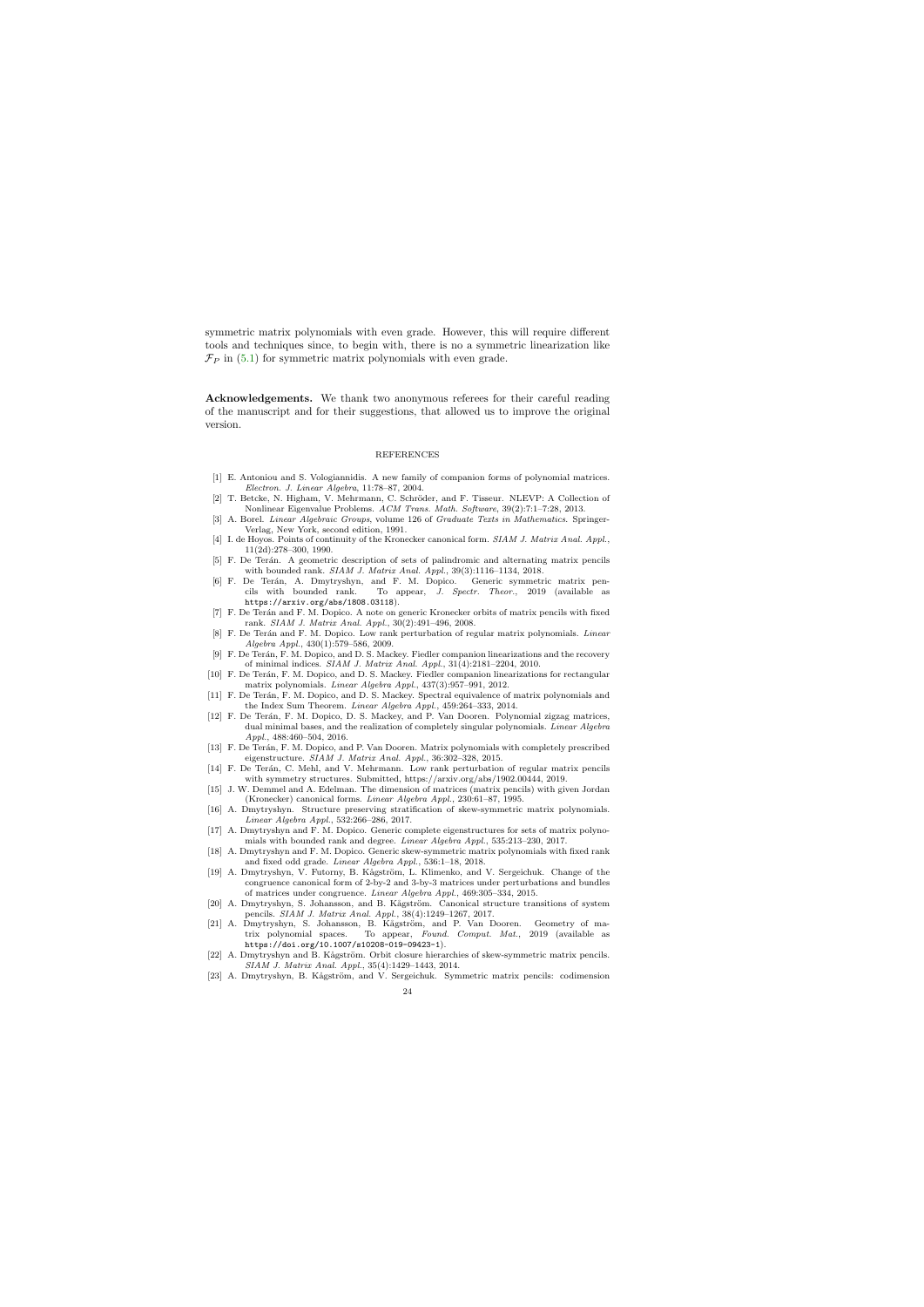symmetric matrix polynomials with even grade. However, this will require different tools and techniques since, to begin with, there is no a symmetric linearization like $\mathcal{F}_P$ in (5.1) for symmetric matrix polynomials with even grade.

**Acknowledgements.** We thank two anonymous referees for their careful reading of the manuscript and for their suggestions, that allowed us to improve the original version.

## REFERENCES

[1] E. Antoniou and S. Vologiannidis. A new family of companion forms of polynomial matrices. *Electron. J. Linear Algebra*, 11:78–87, 2004.

[2] T. Betcke, N. Higham, V. Mehrmann, C. Schröder, and F. Tisseur. NLEVP: A Collection of Nonlinear Eigenvalue Problems. *ACM Trans. Math. Software*, 39(2):7:1–7:28, 2013.

[3] A. Borel. *Linear Algebraic Groups*, volume 126 of *Graduate Texts in Mathematics*. Springer-Verlag, New York, second edition, 1991.

[4] I. de Hoyos. Points of continuity of the Kronecker canonical form. *SIAM J. Matrix Anal. Appl.*, 11(2d):278–300, 1990.

[5] F. De Terán. A geometric description of sets of palindromic and alternating matrix pencils with bounded rank. *SIAM J. Matrix Anal. Appl.*, 39(3):1116–1134, 2018.

[6] F. De Terán, A. Dmytryshyn, and F. M. Dopico. Generic symmetric matrix pencils with bounded rank. To appear, *J. Spectr. Theor.*, 2019 (available as `https://arxiv.org/abs/1808.03118`).

[7] F. De Terán and F. M. Dopico. A note on generic Kronecker orbits of matrix pencils with fixed rank. *SIAM J. Matrix Anal. Appl.*, 30(2):491–496, 2008.

[8] F. De Terán and F. M. Dopico. Low rank perturbation of regular matrix polynomials. *Linear Algebra Appl.*, 430(1):579–586, 2009.

[9] F. De Terán, F. M. Dopico, and D. S. Mackey. Fiedler companion linearizations and the recovery of minimal indices. *SIAM J. Matrix Anal. Appl.*, 31(4):2181–2204, 2010.

[10] F. De Terán, F. M. Dopico, and D. S. Mackey. Fiedler companion linearizations for rectangular matrix polynomials. *Linear Algebra Appl.*, 437(3):957–991, 2012.

[11] F. De Terán, F. M. Dopico, and D. S. Mackey. Spectral equivalence of matrix polynomials and the Index Sum Theorem. *Linear Algebra Appl.*, 459:264–333, 2014.

[12] F. De Terán, F. M. Dopico, D. S. Mackey, and P. Van Dooren. Polynomial zigzag matrices, dual minimal bases, and the realization of completely singular polynomials. *Linear Algebra Appl.*, 488:460–504, 2016.

[13] F. De Terán, F. M. Dopico, and P. Van Dooren. Matrix polynomials with completely prescribed eigenstructure. *SIAM J. Matrix Anal. Appl.*, 36:302–328, 2015.

[14] F. De Terán, C. Mehl, and V. Mehrmann. Low rank perturbation of regular matrix pencils with symmetry structures. Submitted, https://arxiv.org/abs/1902.00444, 2019.

[15] J. W. Demmel and A. Edelman. The dimension of matrices (matrix pencils) with given Jordan (Kronecker) canonical forms. *Linear Algebra Appl.*, 230:61–87, 1995.

[16] A. Dmytryshyn. Structure preserving stratification of skew-symmetric matrix polynomials. *Linear Algebra Appl.*, 532:266–286, 2017.

[17] A. Dmytryshyn and F. M. Dopico. Generic complete eigenstructures for sets of matrix polynomials with bounded rank and degree. *Linear Algebra Appl.*, 535:213–230, 2017.

[18] A. Dmytryshyn and F. M. Dopico. Generic skew-symmetric matrix polynomials with fixed rank and fixed odd grade. *Linear Algebra Appl.*, 536:1–18, 2018.

[19] A. Dmytryshyn, V. Futorny, B. Kågström, L. Klimenko, and V. Sergeichuk. Change of the congruence canonical form of 2-by-2 and 3-by-3 matrices under perturbations and bundles of matrices under congruence. *Linear Algebra Appl.*, 469:305–334, 2015.

[20] A. Dmytryshyn, S. Johansson, and B. Kågström. Canonical structure transitions of system pencils. *SIAM J. Matrix Anal. Appl.*, 38(4):1249–1267, 2017.

[21] A. Dmytryshyn, S. Johansson, B. Kågström, and P. Van Dooren. Geometry of matrix polynomial spaces. To appear, *Found. Comput. Mat.*, 2019 (available as `https://doi.org/10.1007/s10208-019-09423-1`).

[22] A. Dmytryshyn and B. Kågström. Orbit closure hierarchies of skew-symmetric matrix pencils. *SIAM J. Matrix Anal. Appl.*, 35(4):1429–1443, 2014.

[23] A. Dmytryshyn, B. Kågström, and V. Sergeichuk. Symmetric matrix pencils: codimension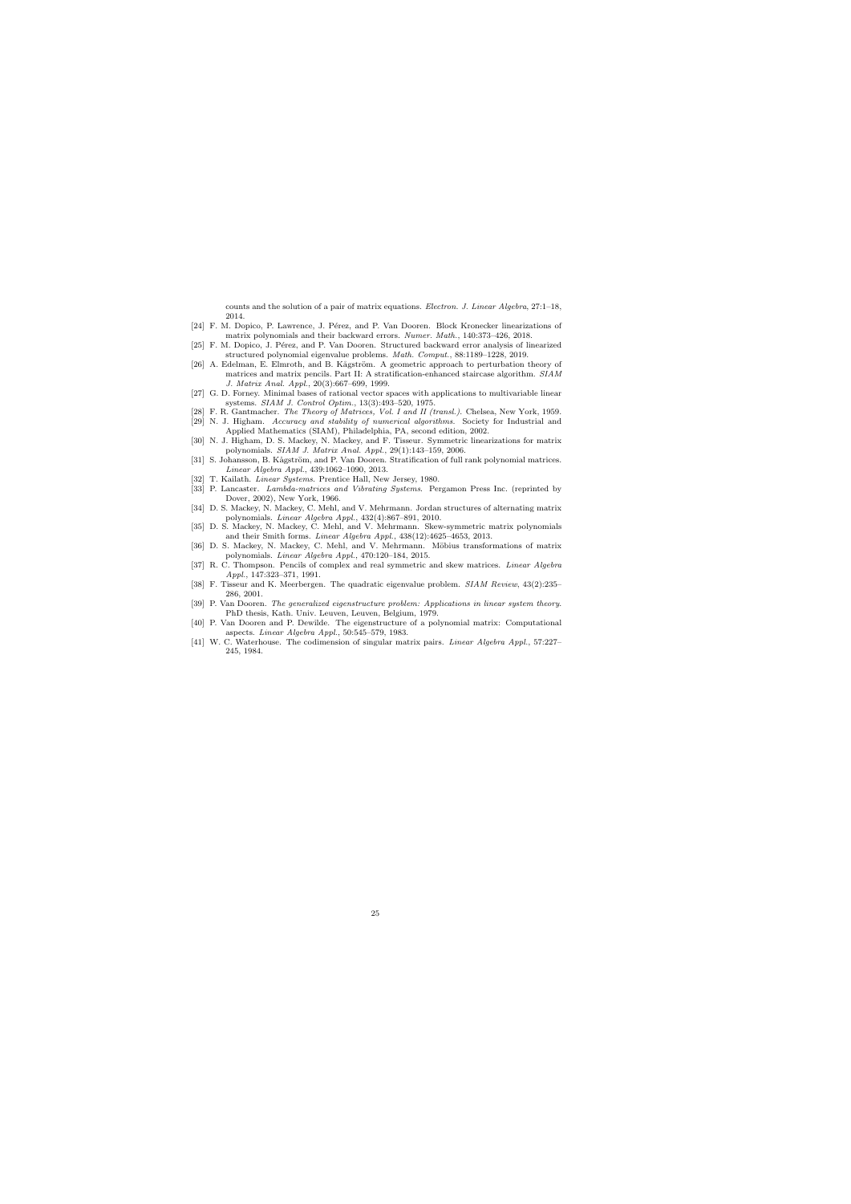counts and the solution of a pair of matrix equations. *Electron. J. Linear Algebra*, 27:1–18, 2014.

[24] F. M. Dopico, P. Lawrence, J. Pérez, and P. Van Dooren. Block Kronecker linearizations of matrix polynomials and their backward errors. *Numer. Math.*, 140:373–426, 2018.

[25] F. M. Dopico, J. Pérez, and P. Van Dooren. Structured backward error analysis of linearized structured polynomial eigenvalue problems. *Math. Comput.*, 88:1189–1228, 2019.

[26] A. Edelman, E. Elmroth, and B. Kågström. A geometric approach to perturbation theory of matrices and matrix pencils. Part II: A stratification-enhanced staircase algorithm. *SIAM J. Matrix Anal. Appl.*, 20(3):667–699, 1999.

[27] G. D. Forney. Minimal bases of rational vector spaces with applications to multivariable linear systems. *SIAM J. Control Optim.*, 13(3):493–520, 1975.

[28] F. R. Gantmacher. *The Theory of Matrices, Vol. I and II (transl.)*. Chelsea, New York, 1959.

[29] N. J. Higham. *Accuracy and stability of numerical algorithms*. Society for Industrial and Applied Mathematics (SIAM), Philadelphia, PA, second edition, 2002.

[30] N. J. Higham, D. S. Mackey, N. Mackey, and F. Tisseur. Symmetric linearizations for matrix polynomials. *SIAM J. Matrix Anal. Appl.*, 29(1):143–159, 2006.

[31] S. Johansson, B. Kågström, and P. Van Dooren. Stratification of full rank polynomial matrices. *Linear Algebra Appl.*, 439:1062–1090, 2013.

[32] T. Kailath. *Linear Systems*. Prentice Hall, New Jersey, 1980.

[33] P. Lancaster. *Lambda-matrices and Vibrating Systems*. Pergamon Press Inc. (reprinted by Dover, 2002), New York, 1966.

[34] D. S. Mackey, N. Mackey, C. Mehl, and V. Mehrmann. Jordan structures of alternating matrix polynomials. *Linear Algebra Appl.*, 432(4):867–891, 2010.

[35] D. S. Mackey, N. Mackey, C. Mehl, and V. Mehrmann. Skew-symmetric matrix polynomials and their Smith forms. *Linear Algebra Appl.*, 438(12):4625–4653, 2013.

[36] D. S. Mackey, N. Mackey, C. Mehl, and V. Mehrmann. Möbius transformations of matrix polynomials. *Linear Algebra Appl.*, 470:120–184, 2015.

[37] R. C. Thompson. Pencils of complex and real symmetric and skew matrices. *Linear Algebra Appl.*, 147:323–371, 1991.

[38] F. Tisseur and K. Meerbergen. The quadratic eigenvalue problem. *SIAM Review*, 43(2):235–286, 2001.

[39] P. Van Dooren. *The generalized eigenstructure problem: Applications in linear system theory*. PhD thesis, Kath. Univ. Leuven, Leuven, Belgium, 1979.

[40] P. Van Dooren and P. Dewilde. The eigenstructure of a polynomial matrix: Computational aspects. *Linear Algebra Appl.*, 50:545–579, 1983.

[41] W. C. Waterhouse. The codimension of singular matrix pairs. *Linear Algebra Appl.*, 57:227–245, 1984.